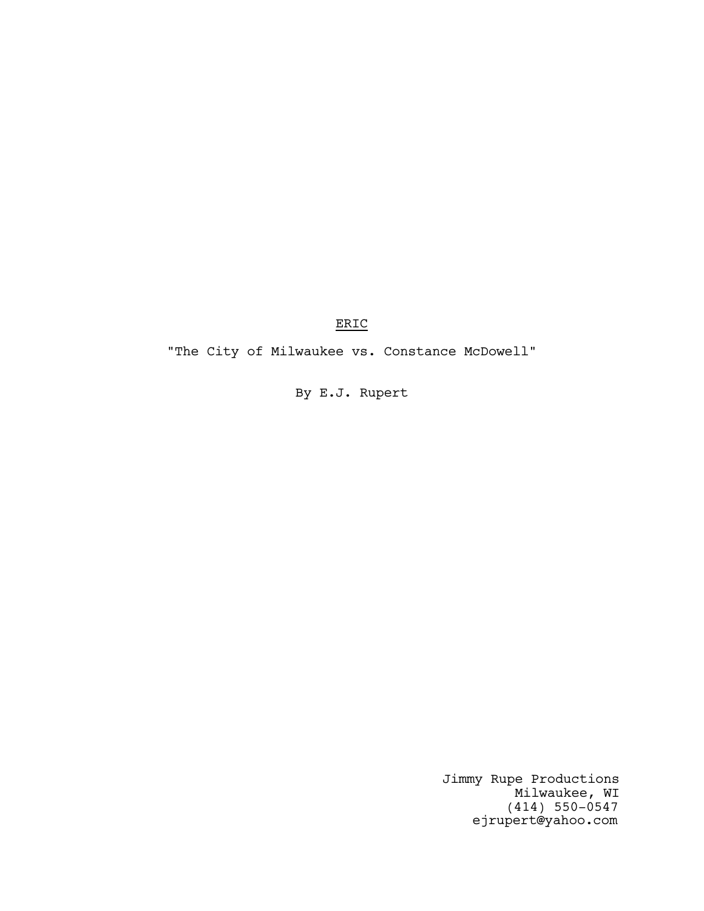<u>ERIC</u>

"The City of Milwaukee vs. Constance McDowell"

By E.J. Rupert

Jimmy Rupe Productions
Milwaukee, WI
(414) 550-0547
ejrupert@yahoo.com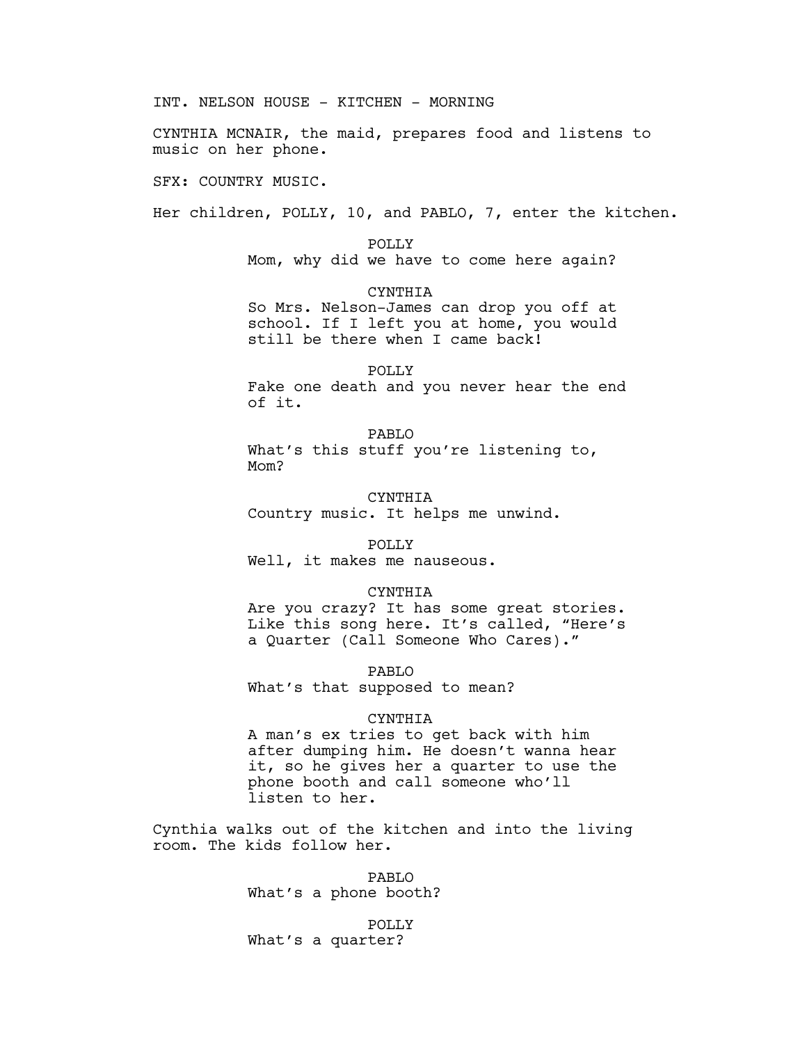INT. NELSON HOUSE - KITCHEN - MORNING

CYNTHIA MCNAIR, the maid, prepares food and listens to music on her phone.

SFX: COUNTRY MUSIC.

Her children, POLLY, 10, and PABLO, 7, enter the kitchen.

POLLY
Mom, why did we have to come here again?

CYNTHIA
So Mrs. Nelson-James can drop you off at school. If I left you at home, you would still be there when I came back!

POLLY
Fake one death and you never hear the end of it.

PABLO
What's this stuff you're listening to, Mom?

CYNTHIA
Country music. It helps me unwind.

POLLY
Well, it makes me nauseous.

CYNTHIA
Are you crazy? It has some great stories. Like this song here. It's called, "Here's a Quarter (Call Someone Who Cares)."

PABLO
What's that supposed to mean?

CYNTHIA
A man's ex tries to get back with him after dumping him. He doesn't wanna hear it, so he gives her a quarter to use the phone booth and call someone who'll listen to her.

Cynthia walks out of the kitchen and into the living room. The kids follow her.

PABLO
What's a phone booth?

POLLY
What's a quarter?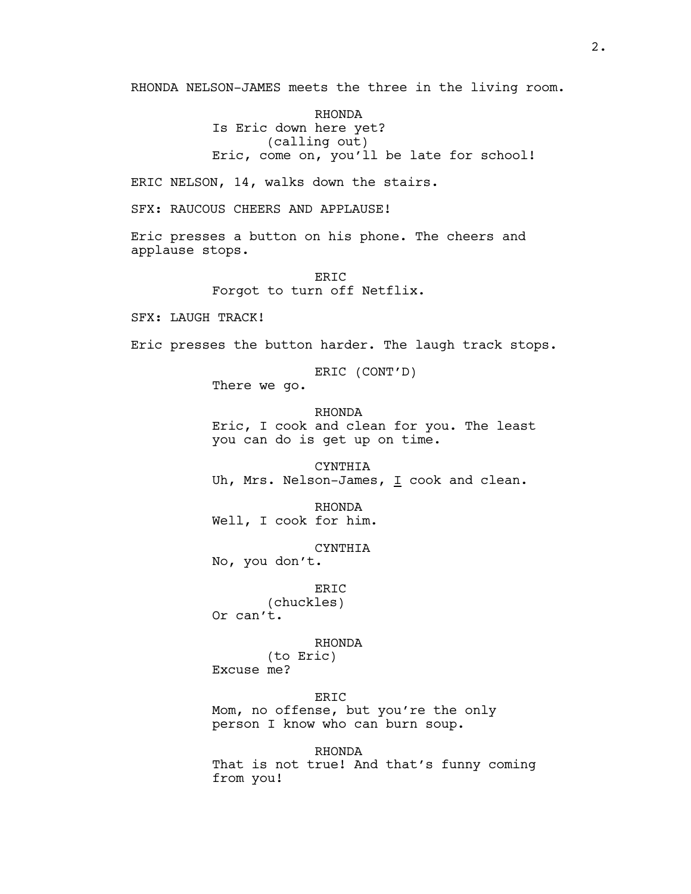RHONDA NELSON-JAMES meets the three in the living room.

RHONDA
Is Eric down here yet?
(calling out)
Eric, come on, you'll be late for school!

ERIC NELSON, 14, walks down the stairs.

SFX: RAUCOUS CHEERS AND APPLAUSE!

Eric presses a button on his phone. The cheers and applause stops.

ERIC
Forgot to turn off Netflix.

SFX: LAUGH TRACK!

Eric presses the button harder. The laugh track stops.

ERIC (CONT'D)
There we go.

RHONDA
Eric, I cook and clean for you. The least you can do is get up on time.

CYNTHIA
Uh, Mrs. Nelson-James, I cook and clean.

RHONDA
Well, I cook for him.

CYNTHIA
No, you don't.

ERIC
(chuckles)
Or can't.

RHONDA
(to Eric)
Excuse me?

ERIC
Mom, no offense, but you're the only person I know who can burn soup.

RHONDA
That is not true! And that's funny coming from you!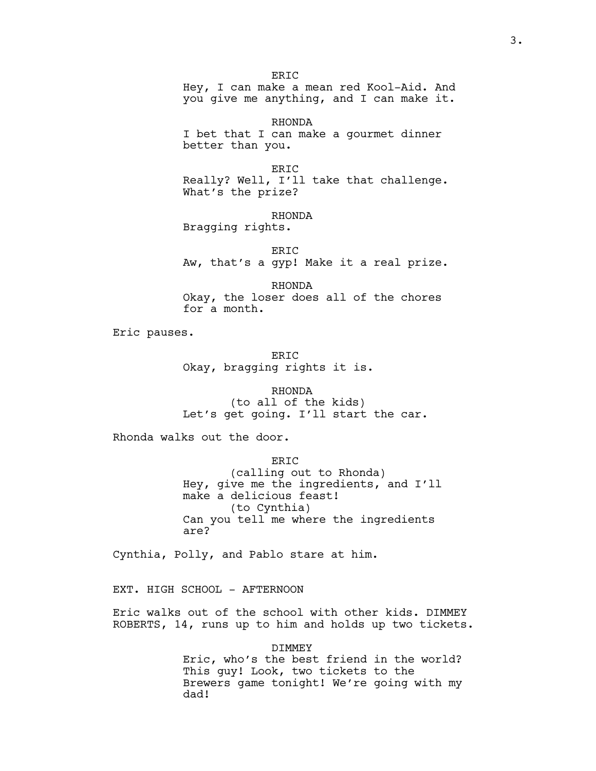ERIC
Hey, I can make a mean red Kool-Aid. And you give me anything, and I can make it.

RHONDA
I bet that I can make a gourmet dinner better than you.

ERIC
Really? Well, I'll take that challenge. What's the prize?

RHONDA
Bragging rights.

ERIC
Aw, that's a gyp! Make it a real prize.

RHONDA
Okay, the loser does all of the chores for a month.

Eric pauses.

ERIC
Okay, bragging rights it is.

RHONDA
(to all of the kids)
Let's get going. I'll start the car.

Rhonda walks out the door.

ERIC
(calling out to Rhonda)
Hey, give me the ingredients, and I'll make a delicious feast!
(to Cynthia)
Can you tell me where the ingredients are?

Cynthia, Polly, and Pablo stare at him.

EXT. HIGH SCHOOL - AFTERNOON

Eric walks out of the school with other kids. DIMMEY ROBERTS, 14, runs up to him and holds up two tickets.

DIMMEY
Eric, who's the best friend in the world? This guy! Look, two tickets to the Brewers game tonight! We're going with my dad!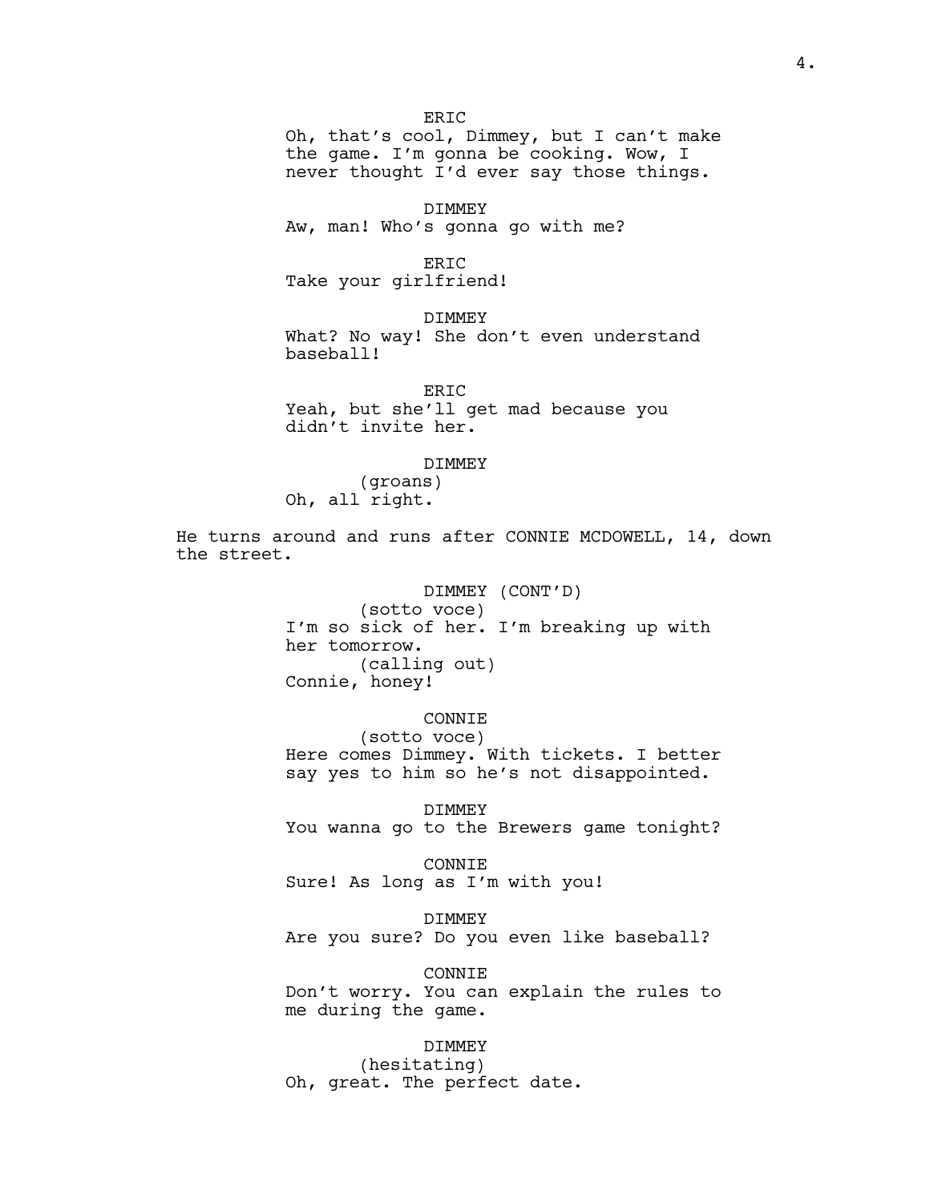ERIC
Oh, that's cool, Dimmey, but I can't make the game. I'm gonna be cooking. Wow, I never thought I'd ever say those things.

DIMMEY
Aw, man! Who's gonna go with me?

ERIC
Take your girlfriend!

DIMMEY
What? No way! She don't even understand baseball!

ERIC
Yeah, but she'll get mad because you didn't invite her.

DIMMEY
(groans)
Oh, all right.

He turns around and runs after CONNIE MCDOWELL, 14, down the street.

DIMMEY (CONT'D)
(sotto voce)
I'm so sick of her. I'm breaking up with her tomorrow.
(calling out)
Connie, honey!

CONNIE
(sotto voce)
Here comes Dimmey. With tickets. I better say yes to him so he's not disappointed.

DIMMEY
You wanna go to the Brewers game tonight?

CONNIE
Sure! As long as I'm with you!

DIMMEY
Are you sure? Do you even like baseball?

CONNIE
Don't worry. You can explain the rules to me during the game.

DIMMEY
(hesitating)
Oh, great. The perfect date.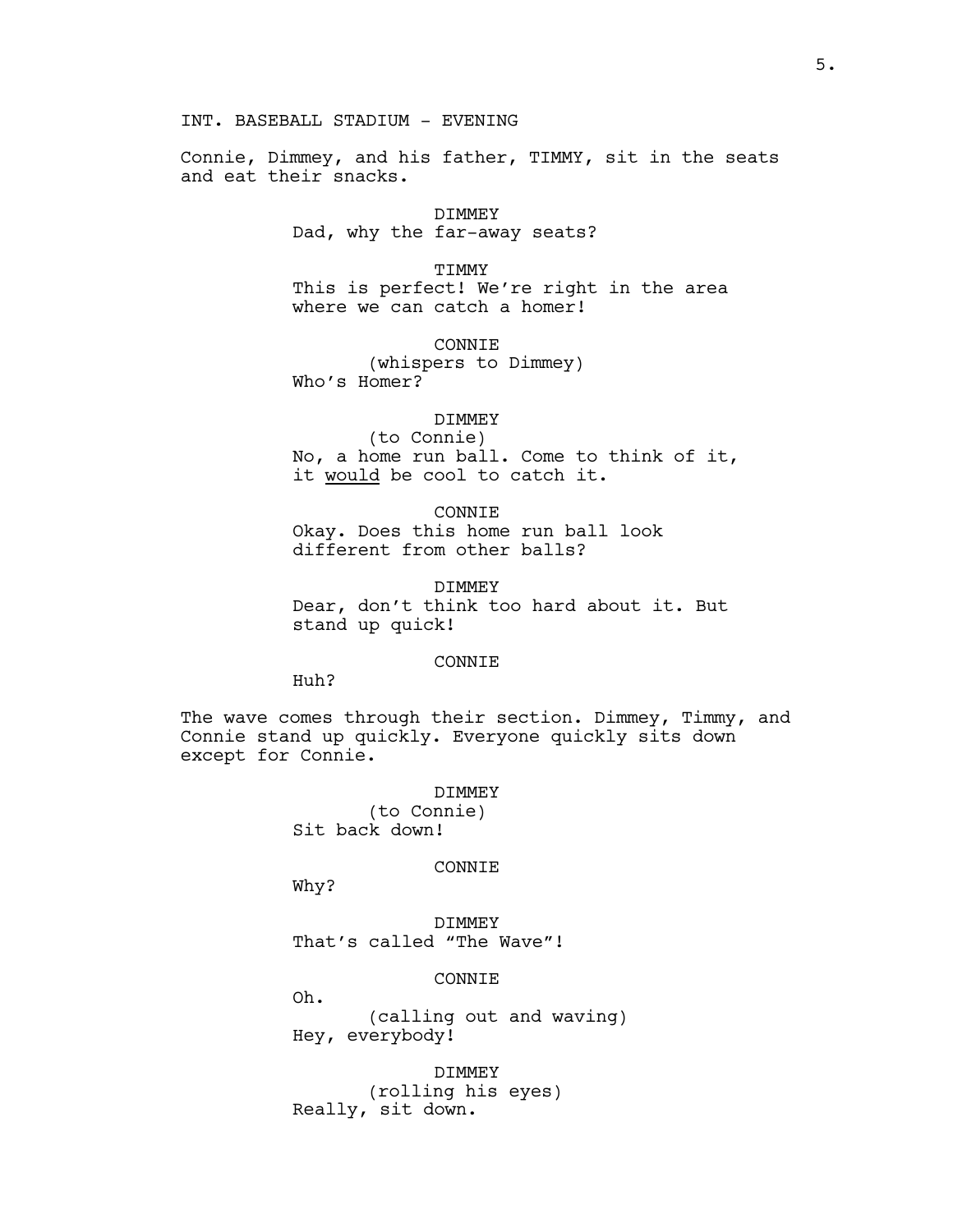INT. BASEBALL STADIUM - EVENING

Connie, Dimmey, and his father, TIMMY, sit in the seats and eat their snacks.

DIMMEY
Dad, why the far-away seats?

TIMMY
This is perfect! We're right in the area where we can catch a homer!

CONNIE
(whispers to Dimmey)
Who's Homer?

DIMMEY
(to Connie)
No, a home run ball. Come to think of it, it <u>would</u> be cool to catch it.

CONNIE
Okay. Does this home run ball look different from other balls?

DIMMEY
Dear, don't think too hard about it. But stand up quick!

CONNIE
Huh?

The wave comes through their section. Dimmey, Timmy, and Connie stand up quickly. Everyone quickly sits down except for Connie.

DIMMEY
(to Connie)
Sit back down!

CONNIE
Why?

DIMMEY
That's called "The Wave"!

CONNIE
Oh.
(calling out and waving)
Hey, everybody!

DIMMEY
(rolling his eyes)
Really, sit down.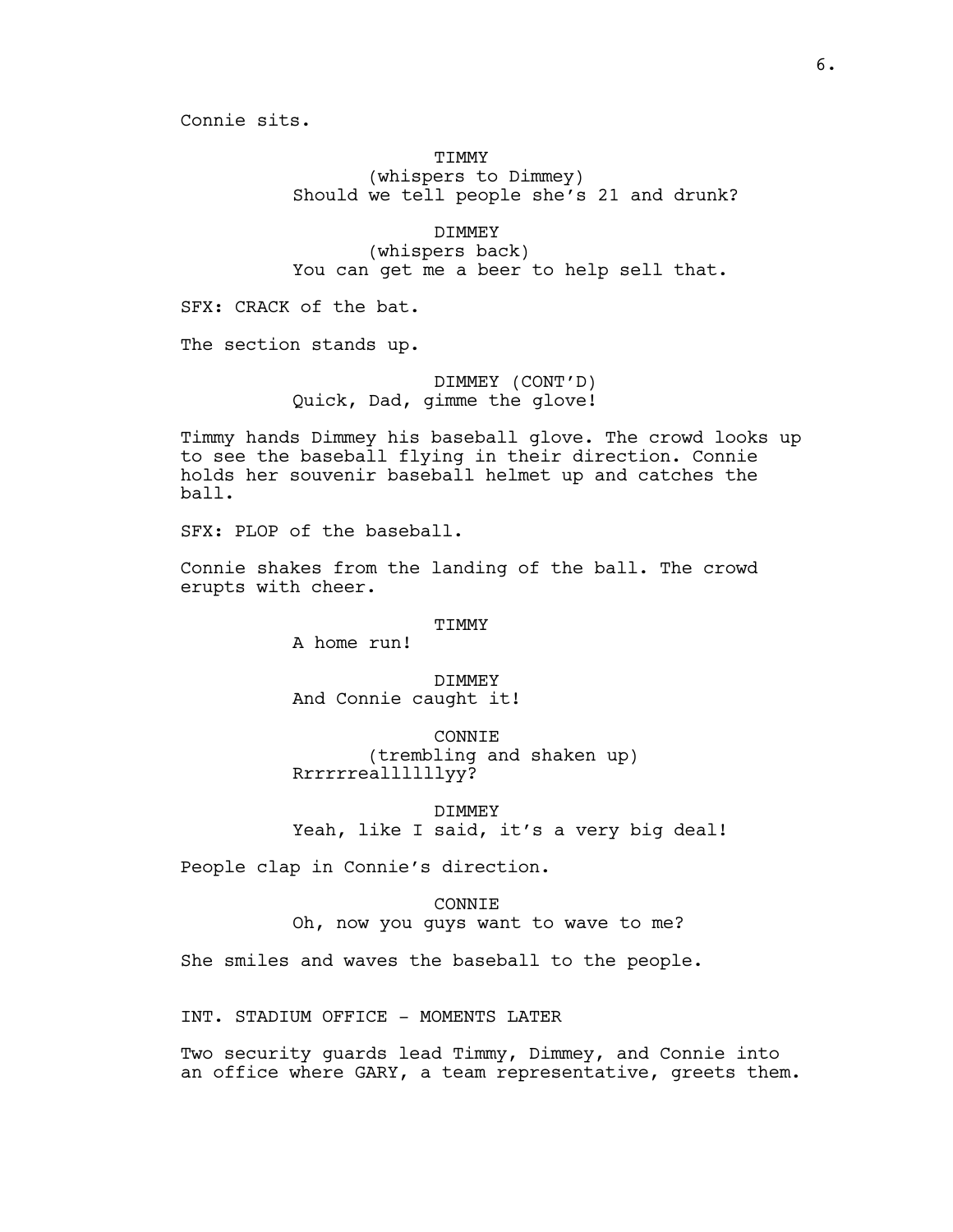Connie sits.

TIMMY
(whispers to Dimmey)
Should we tell people she's 21 and drunk?

DIMMEY
(whispers back)
You can get me a beer to help sell that.

SFX: CRACK of the bat.

The section stands up.

DIMMEY (CONT'D)
Quick, Dad, gimme the glove!

Timmy hands Dimmey his baseball glove. The crowd looks up to see the baseball flying in their direction. Connie holds her souvenir baseball helmet up and catches the ball.

SFX: PLOP of the baseball.

Connie shakes from the landing of the ball. The crowd erupts with cheer.

TIMMY
A home run!

DIMMEY
And Connie caught it!

CONNIE
(trembling and shaken up)
Rrrrrreallllllyy?

DIMMEY
Yeah, like I said, it's a very big deal!

People clap in Connie's direction.

CONNIE
Oh, now you guys want to wave to me?

She smiles and waves the baseball to the people.

INT. STADIUM OFFICE - MOMENTS LATER

Two security guards lead Timmy, Dimmey, and Connie into an office where GARY, a team representative, greets them.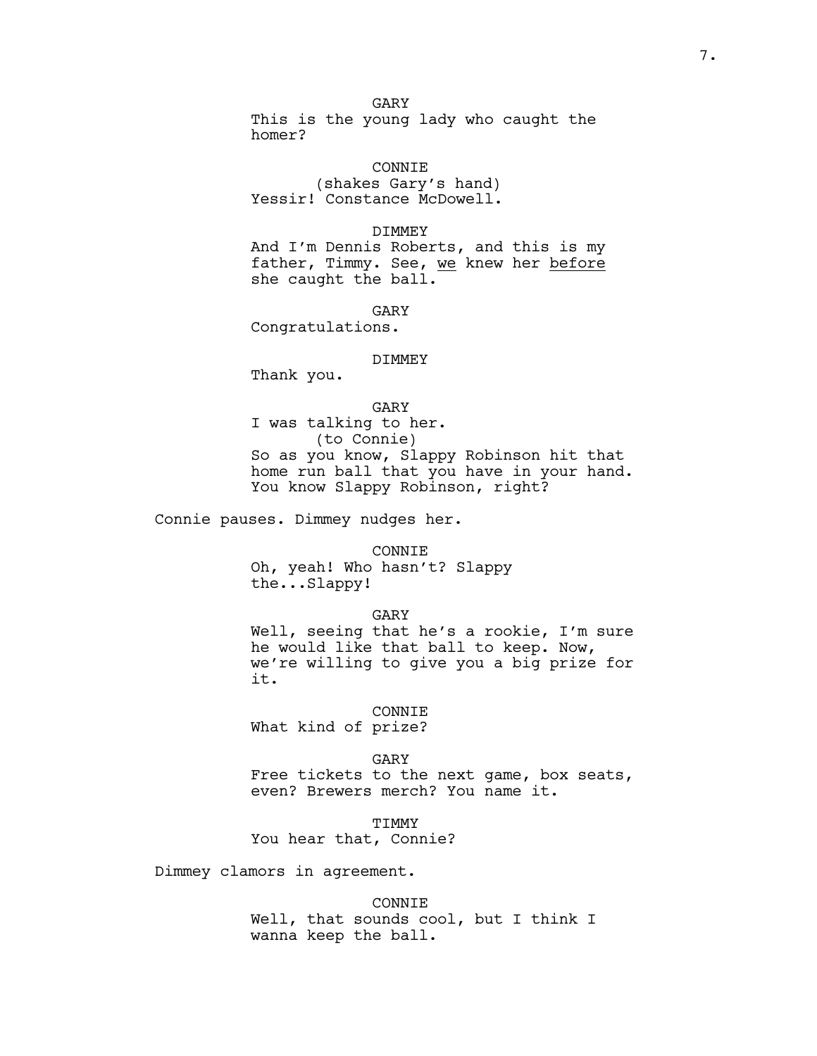GARY
This is the young lady who caught the homer?

CONNIE
(shakes Gary's hand)
Yessir! Constance McDowell.

DIMMEY
And I'm Dennis Roberts, and this is my father, Timmy. See, <u>we</u> knew her <u>before</u> she caught the ball.

GARY
Congratulations.

DIMMEY
Thank you.

GARY
I was talking to her.
(to Connie)
So as you know, Slappy Robinson hit that home run ball that you have in your hand. You know Slappy Robinson, right?

Connie pauses. Dimmey nudges her.

CONNIE
Oh, yeah! Who hasn't? Slappy the...Slappy!

GARY
Well, seeing that he's a rookie, I'm sure he would like that ball to keep. Now, we're willing to give you a big prize for it.

CONNIE
What kind of prize?

GARY
Free tickets to the next game, box seats, even? Brewers merch? You name it.

TIMMY
You hear that, Connie?

Dimmey clamors in agreement.

CONNIE
Well, that sounds cool, but I think I wanna keep the ball.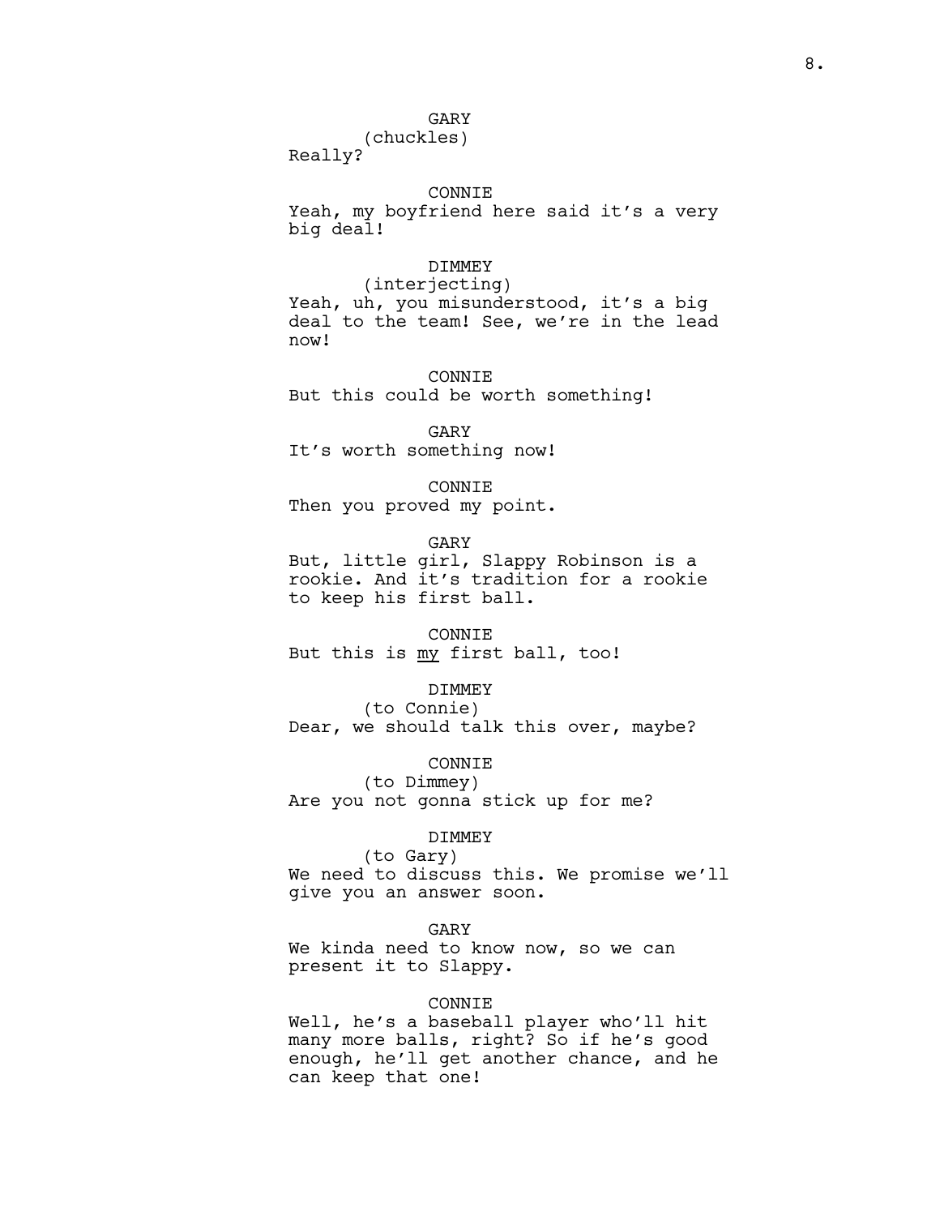GARY
(chuckles)
Really?

CONNIE
Yeah, my boyfriend here said it's a very big deal!

DIMMEY
(interjecting)
Yeah, uh, you misunderstood, it's a big deal to the team! See, we're in the lead now!

CONNIE
But this could be worth something!

GARY
It's worth something now!

CONNIE
Then you proved my point.

GARY
But, little girl, Slappy Robinson is a rookie. And it's tradition for a rookie to keep his first ball.

CONNIE
But this is <u>my</u> first ball, too!

DIMMEY
(to Connie)
Dear, we should talk this over, maybe?

CONNIE
(to Dimmey)
Are you not gonna stick up for me?

DIMMEY
(to Gary)
We need to discuss this. We promise we'll give you an answer soon.

GARY
We kinda need to know now, so we can present it to Slappy.

CONNIE
Well, he's a baseball player who'll hit many more balls, right? So if he's good enough, he'll get another chance, and he can keep that one!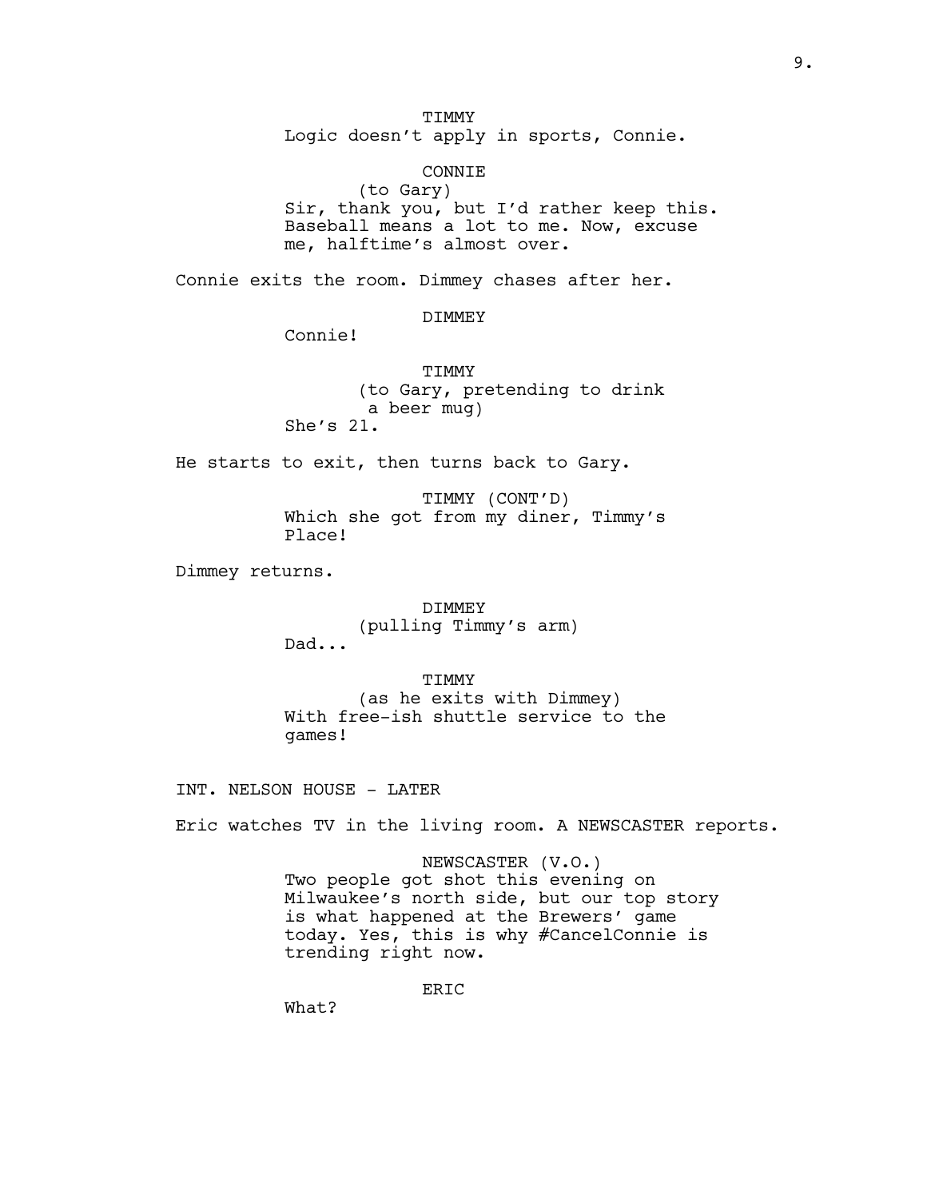TIMMY
Logic doesn't apply in sports, Connie.

CONNIE
(to Gary)
Sir, thank you, but I'd rather keep this. Baseball means a lot to me. Now, excuse me, halftime's almost over.

Connie exits the room. Dimmey chases after her.

DIMMEY
Connie!

TIMMY
(to Gary, pretending to drink a beer mug)
She's 21.

He starts to exit, then turns back to Gary.

TIMMY (CONT'D)
Which she got from my diner, Timmy's Place!

Dimmey returns.

DIMMEY
(pulling Timmy's arm)
Dad...

TIMMY
(as he exits with Dimmey)
With free-ish shuttle service to the games!

INT. NELSON HOUSE - LATER

Eric watches TV in the living room. A NEWSCASTER reports.

NEWSCASTER (V.O.)
Two people got shot this evening on Milwaukee's north side, but our top story is what happened at the Brewers' game today. Yes, this is why #CancelConnie is trending right now.

ERIC
What?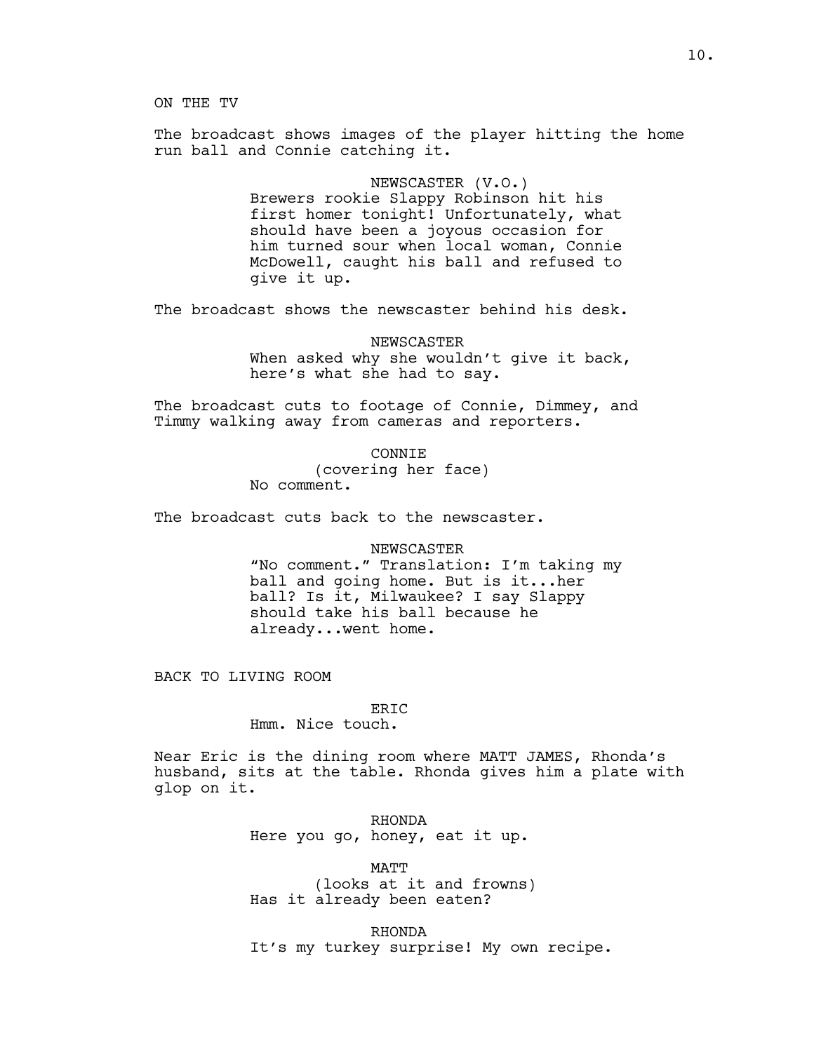ON THE TV

The broadcast shows images of the player hitting the home run ball and Connie catching it.

NEWSCASTER (V.O.)
Brewers rookie Slappy Robinson hit his first homer tonight! Unfortunately, what should have been a joyous occasion for him turned sour when local woman, Connie McDowell, caught his ball and refused to give it up.

The broadcast shows the newscaster behind his desk.

NEWSCASTER
When asked why she wouldn't give it back, here's what she had to say.

The broadcast cuts to footage of Connie, Dimmey, and Timmy walking away from cameras and reporters.

CONNIE
(covering her face)
No comment.

The broadcast cuts back to the newscaster.

NEWSCASTER
"No comment." Translation: I'm taking my ball and going home. But is it...her ball? Is it, Milwaukee? I say Slappy should take his ball because he already...went home.

BACK TO LIVING ROOM

ERIC
Hmm. Nice touch.

Near Eric is the dining room where MATT JAMES, Rhonda's husband, sits at the table. Rhonda gives him a plate with glop on it.

RHONDA
Here you go, honey, eat it up.

MATT
(looks at it and frowns)
Has it already been eaten?

RHONDA
It's my turkey surprise! My own recipe.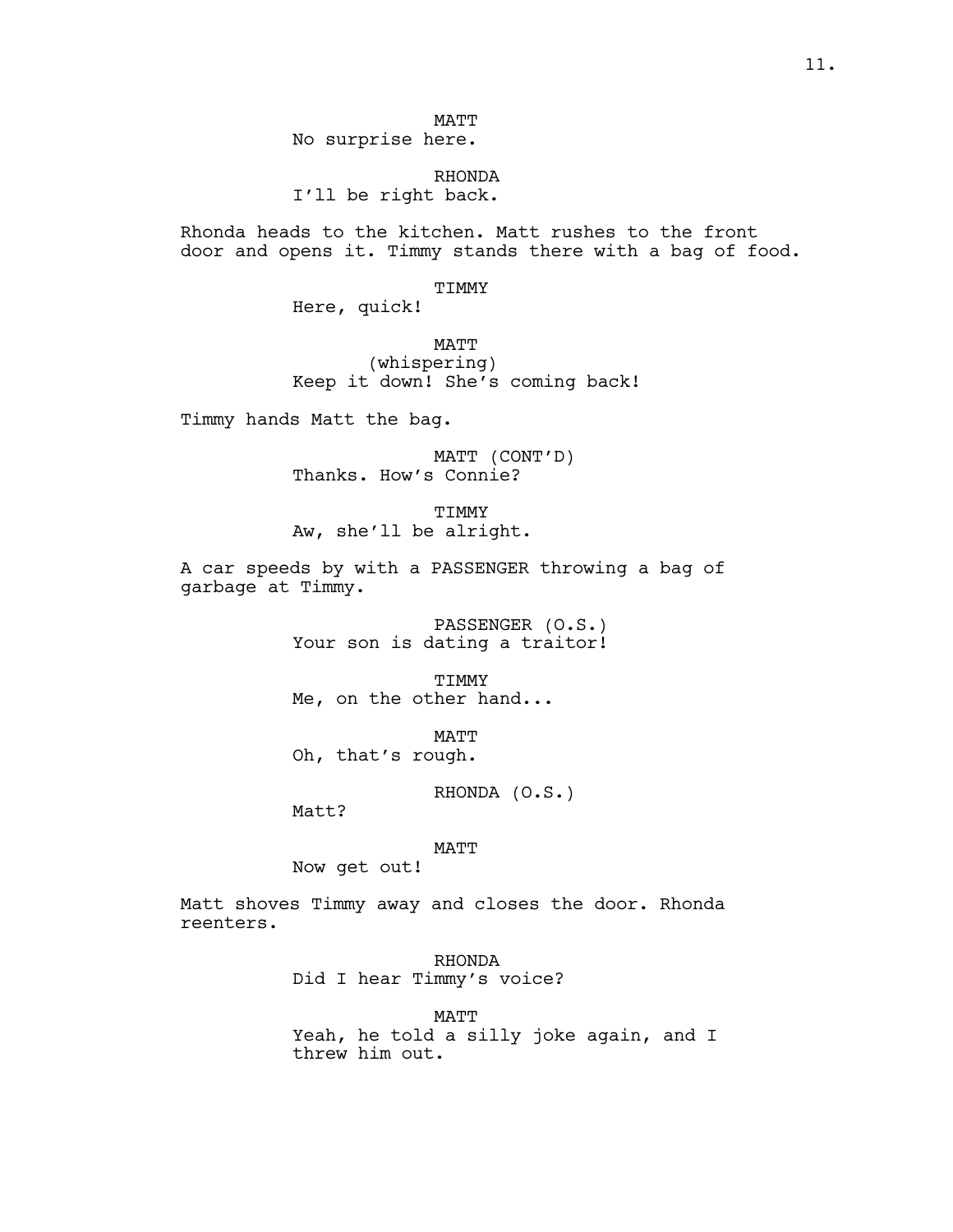MATT
No surprise here.

RHONDA
I'll be right back.

Rhonda heads to the kitchen. Matt rushes to the front door and opens it. Timmy stands there with a bag of food.

TIMMY
Here, quick!

MATT
(whispering)
Keep it down! She's coming back!

Timmy hands Matt the bag.

MATT (CONT'D)
Thanks. How's Connie?

TIMMY
Aw, she'll be alright.

A car speeds by with a PASSENGER throwing a bag of garbage at Timmy.

PASSENGER (O.S.)
Your son is dating a traitor!

TIMMY
Me, on the other hand...

MATT
Oh, that's rough.

RHONDA (O.S.)
Matt?

MATT
Now get out!

Matt shoves Timmy away and closes the door. Rhonda reenters.

RHONDA
Did I hear Timmy's voice?

MATT
Yeah, he told a silly joke again, and I threw him out.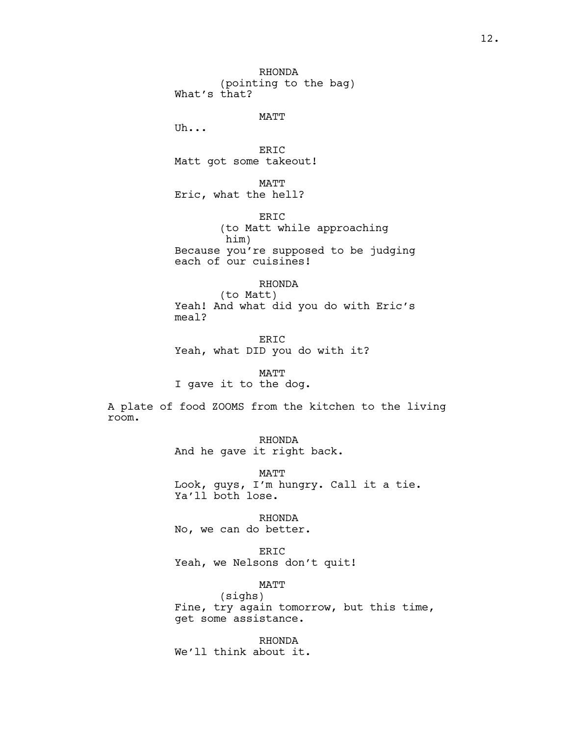RHONDA
(pointing to the bag)
What's that?

MATT
Uh...

ERIC
Matt got some takeout!

MATT
Eric, what the hell?

ERIC
(to Matt while approaching him)
Because you're supposed to be judging each of our cuisines!

RHONDA
(to Matt)
Yeah! And what did you do with Eric's meal?

ERIC
Yeah, what DID you do with it?

MATT
I gave it to the dog.

A plate of food ZOOMS from the kitchen to the living room.

RHONDA
And he gave it right back.

MATT
Look, guys, I'm hungry. Call it a tie. Ya'll both lose.

RHONDA
No, we can do better.

ERIC
Yeah, we Nelsons don't quit!

MATT
(sighs)
Fine, try again tomorrow, but this time, get some assistance.

RHONDA
We'll think about it.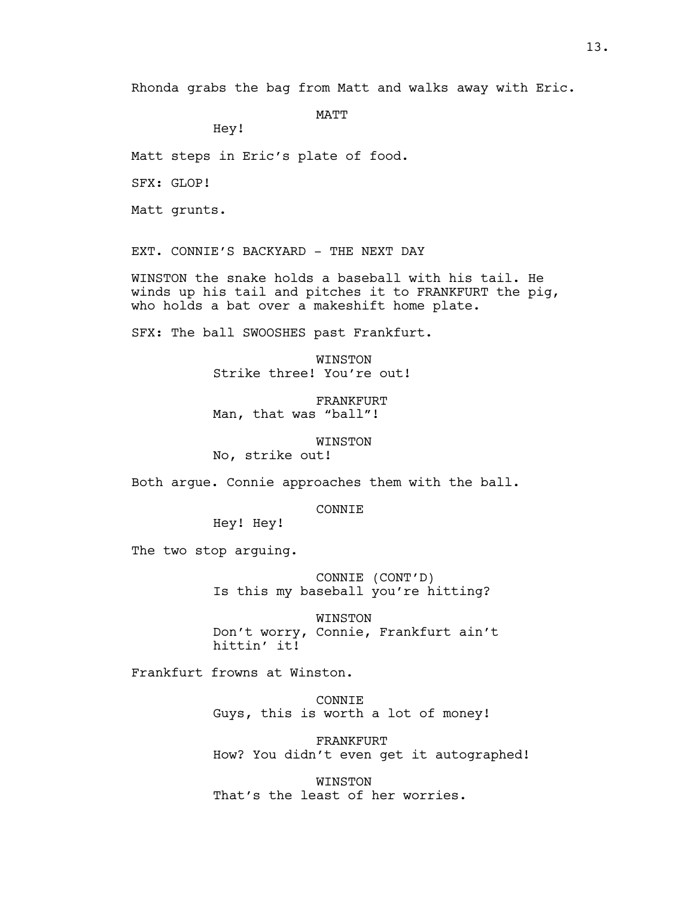Rhonda grabs the bag from Matt and walks away with Eric.

MATT
Hey!

Matt steps in Eric's plate of food.

SFX: GLOP!

Matt grunts.

EXT. CONNIE'S BACKYARD - THE NEXT DAY

WINSTON the snake holds a baseball with his tail. He winds up his tail and pitches it to FRANKFURT the pig, who holds a bat over a makeshift home plate.

SFX: The ball SWOOSHES past Frankfurt.

WINSTON
Strike three! You're out!

FRANKFURT
Man, that was "ball"!

WINSTON
No, strike out!

Both argue. Connie approaches them with the ball.

CONNIE
Hey! Hey!

The two stop arguing.

CONNIE (CONT'D)
Is this my baseball you're hitting?

WINSTON
Don't worry, Connie, Frankfurt ain't hittin' it!

Frankfurt frowns at Winston.

CONNIE
Guys, this is worth a lot of money!

FRANKFURT
How? You didn't even get it autographed!

WINSTON
That's the least of her worries.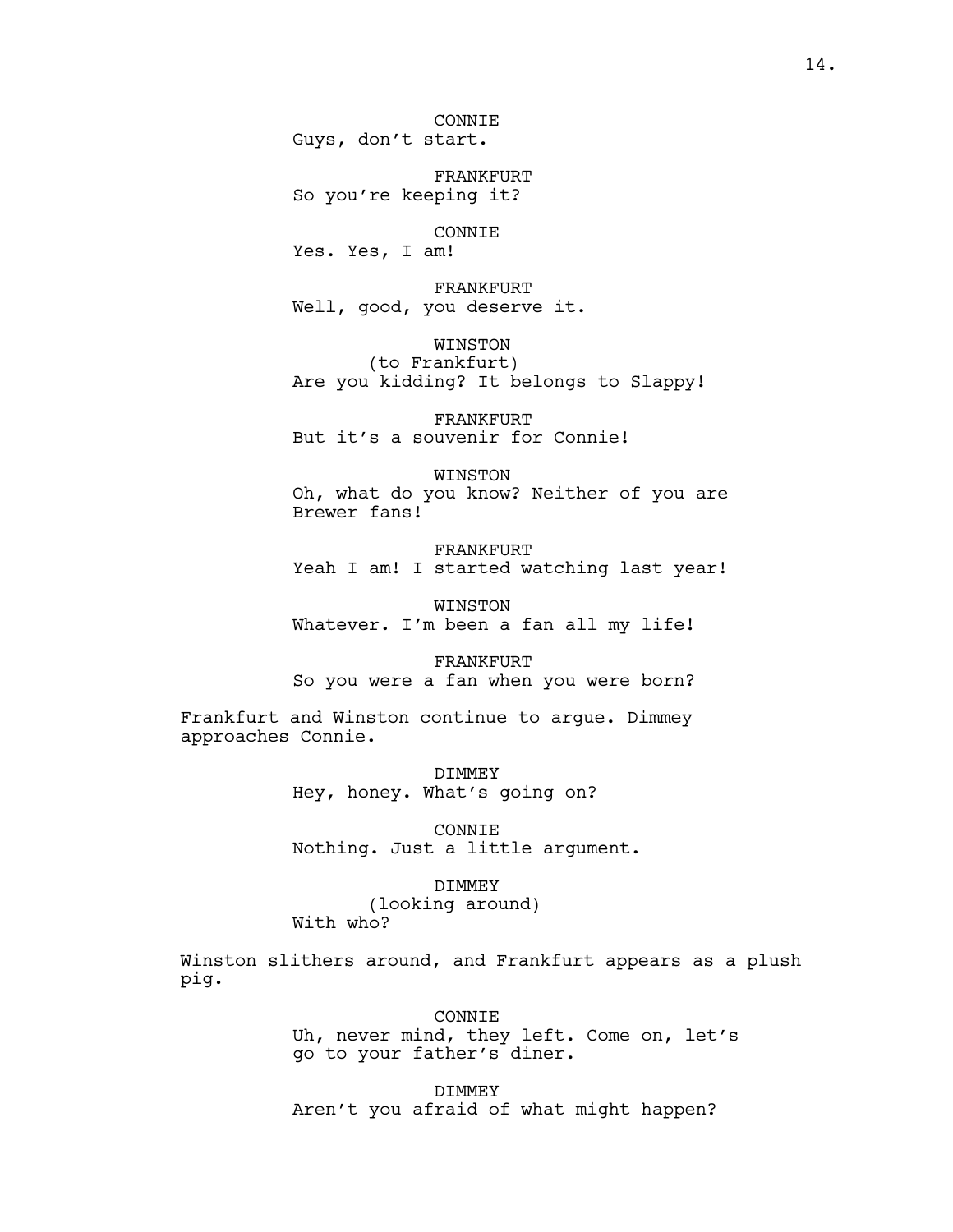CONNIE
Guys, don't start.

FRANKFURT
So you're keeping it?

CONNIE
Yes. Yes, I am!

FRANKFURT
Well, good, you deserve it.

WINSTON
(to Frankfurt)
Are you kidding? It belongs to Slappy!

FRANKFURT
But it's a souvenir for Connie!

WINSTON
Oh, what do you know? Neither of you are Brewer fans!

FRANKFURT
Yeah I am! I started watching last year!

WINSTON
Whatever. I'm been a fan all my life!

FRANKFURT
So you were a fan when you were born?

Frankfurt and Winston continue to argue. Dimmey approaches Connie.

DIMMEY
Hey, honey. What's going on?

CONNIE
Nothing. Just a little argument.

DIMMEY
(looking around)
With who?

Winston slithers around, and Frankfurt appears as a plush pig.

CONNIE
Uh, never mind, they left. Come on, let's go to your father's diner.

DIMMEY
Aren't you afraid of what might happen?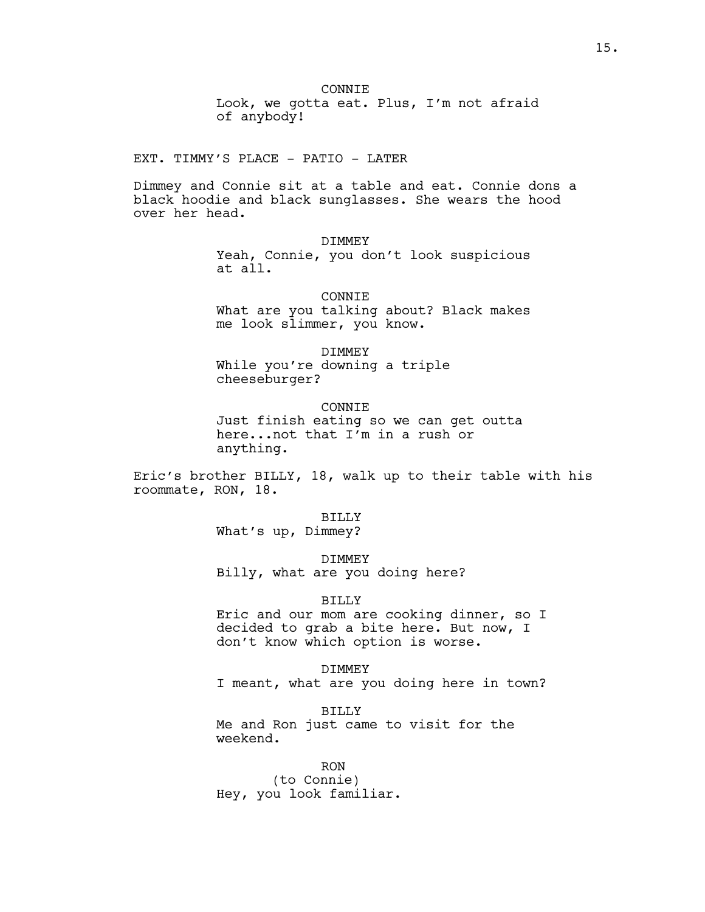CONNIE
Look, we gotta eat. Plus, I'm not afraid of anybody!

EXT. TIMMY'S PLACE - PATIO - LATER

Dimmey and Connie sit at a table and eat. Connie dons a black hoodie and black sunglasses. She wears the hood over her head.

DIMMEY
Yeah, Connie, you don't look suspicious at all.

CONNIE
What are you talking about? Black makes me look slimmer, you know.

DIMMEY
While you're downing a triple cheeseburger?

CONNIE
Just finish eating so we can get outta here...not that I'm in a rush or anything.

Eric's brother BILLY, 18, walk up to their table with his roommate, RON, 18.

BILLY
What's up, Dimmey?

DIMMEY
Billy, what are you doing here?

BILLY
Eric and our mom are cooking dinner, so I decided to grab a bite here. But now, I don't know which option is worse.

DIMMEY
I meant, what are you doing here in town?

BILLY
Me and Ron just came to visit for the weekend.

RON
(to Connie)
Hey, you look familiar.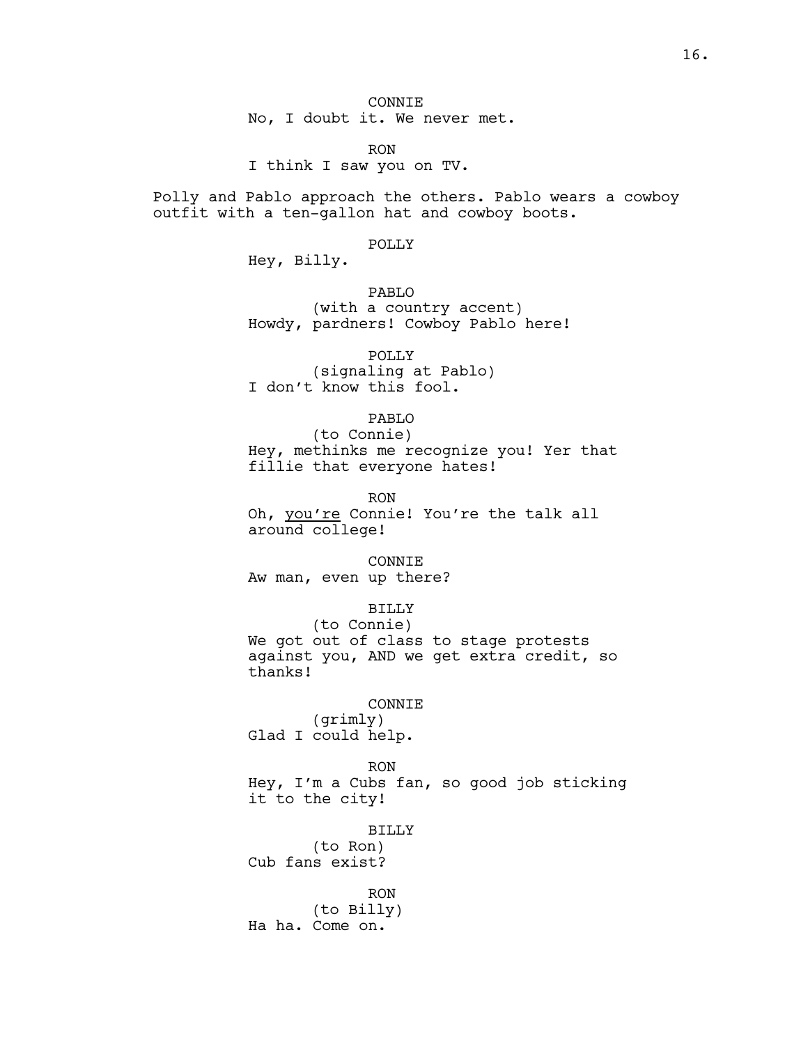CONNIE
No, I doubt it. We never met.

RON
I think I saw you on TV.

Polly and Pablo approach the others. Pablo wears a cowboy outfit with a ten-gallon hat and cowboy boots.

POLLY
Hey, Billy.

PABLO
(with a country accent)
Howdy, pardners! Cowboy Pablo here!

POLLY
(signaling at Pablo)
I don't know this fool.

PABLO
(to Connie)
Hey, methinks me recognize you! Yer that fillie that everyone hates!

RON
Oh, <u>you're</u> Connie! You're the talk all around college!

CONNIE
Aw man, even up there?

BILLY
(to Connie)
We got out of class to stage protests against you, AND we get extra credit, so thanks!

CONNIE
(grimly)
Glad I could help.

RON
Hey, I'm a Cubs fan, so good job sticking it to the city!

BILLY
(to Ron)
Cub fans exist?

RON
(to Billy)
Ha ha. Come on.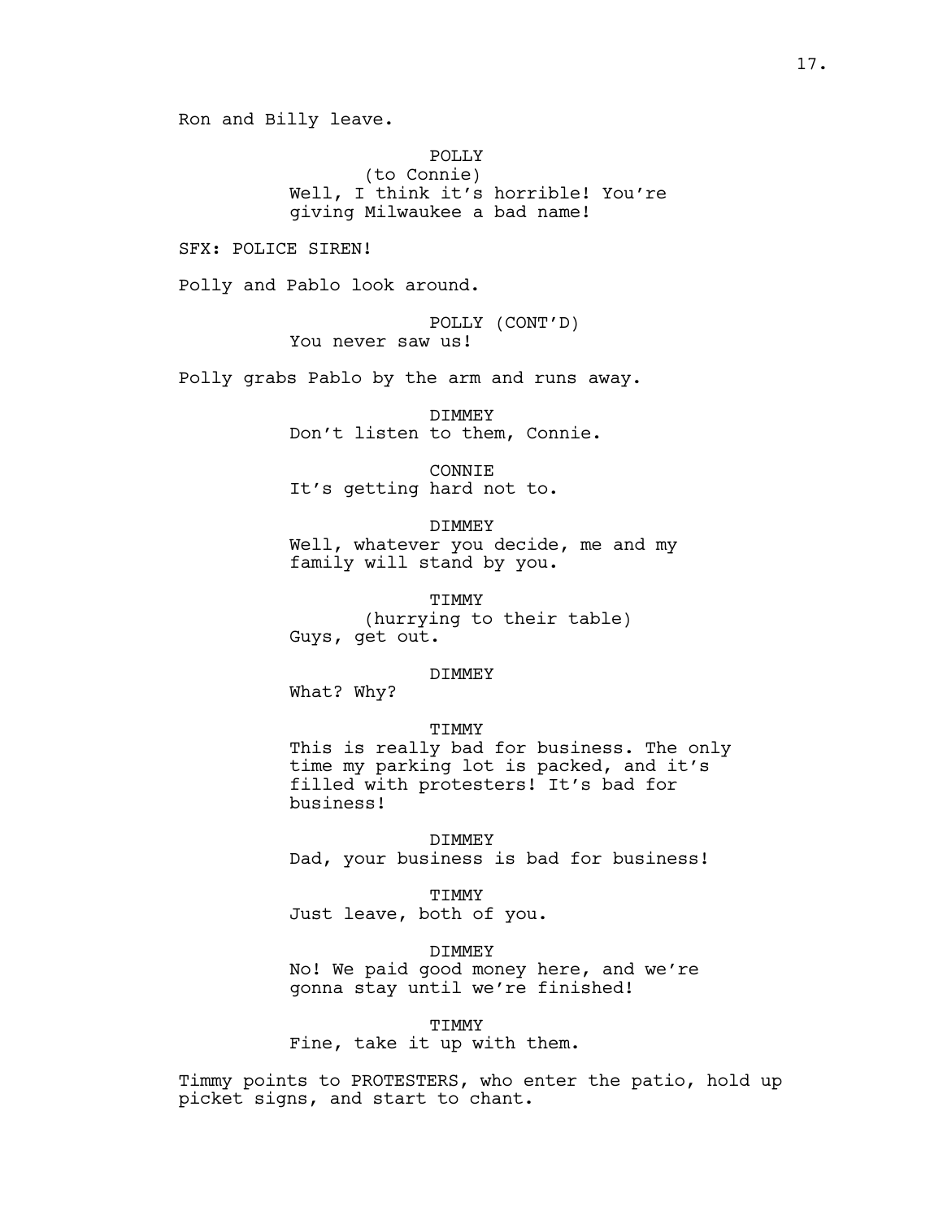Ron and Billy leave.

POLLY
(to Connie)
Well, I think it's horrible! You're giving Milwaukee a bad name!

SFX: POLICE SIREN!

Polly and Pablo look around.

POLLY (CONT'D)
You never saw us!

Polly grabs Pablo by the arm and runs away.

DIMMEY
Don't listen to them, Connie.

CONNIE
It's getting hard not to.

DIMMEY
Well, whatever you decide, me and my family will stand by you.

TIMMY
(hurrying to their table)
Guys, get out.

DIMMEY
What? Why?

TIMMY
This is really bad for business. The only time my parking lot is packed, and it's filled with protesters! It's bad for business!

DIMMEY
Dad, your business is bad for business!

TIMMY
Just leave, both of you.

DIMMEY
No! We paid good money here, and we're gonna stay until we're finished!

TIMMY
Fine, take it up with them.

Timmy points to PROTESTERS, who enter the patio, hold up picket signs, and start to chant.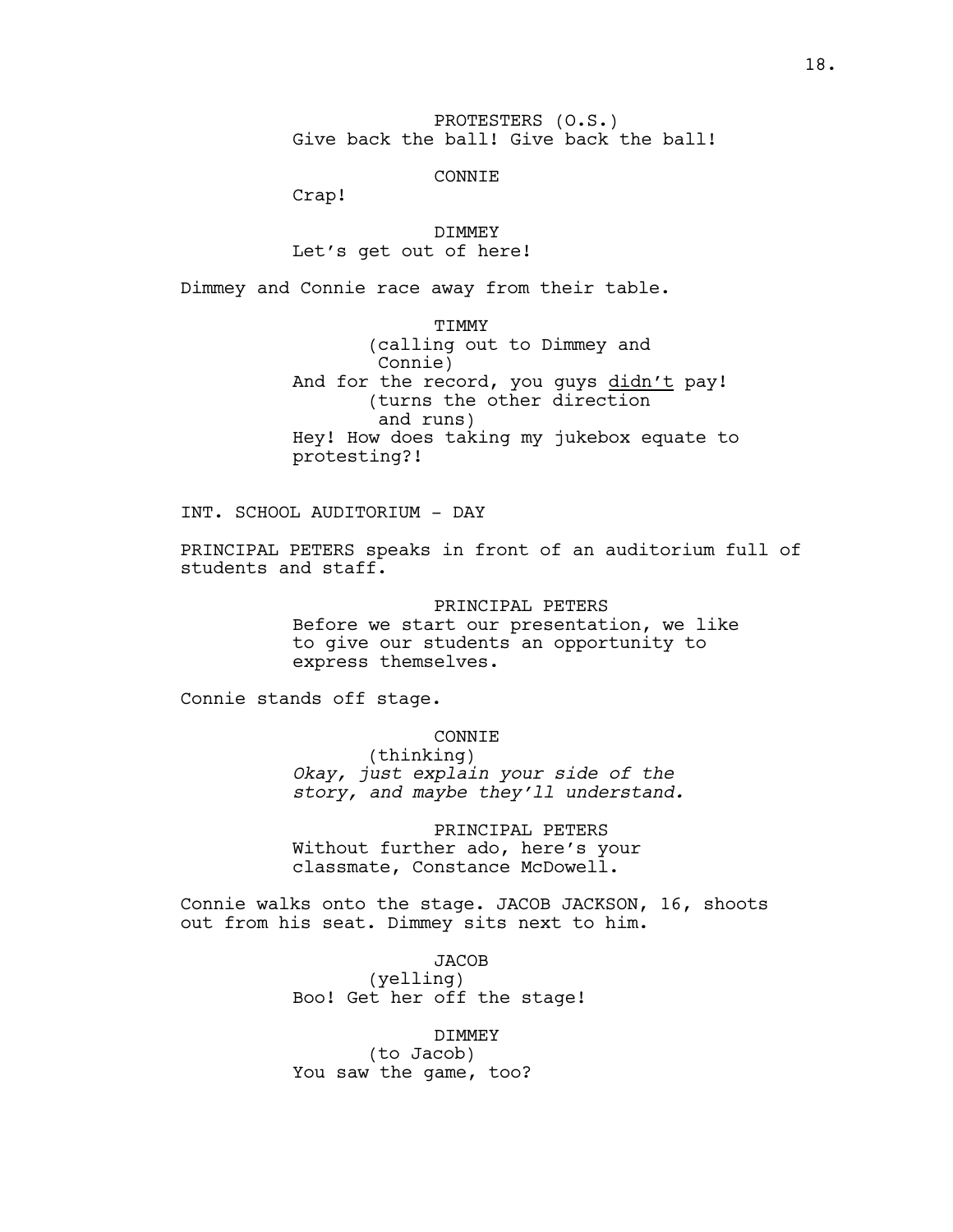PROTESTERS (O.S.)
Give back the ball! Give back the ball!

CONNIE
Crap!

DIMMEY
Let's get out of here!

Dimmey and Connie race away from their table.

TIMMY
(calling out to Dimmey and Connie)
And for the record, you guys <u>didn't</u> pay!
(turns the other direction and runs)
Hey! How does taking my jukebox equate to protesting?!

INT. SCHOOL AUDITORIUM - DAY

PRINCIPAL PETERS speaks in front of an auditorium full of students and staff.

PRINCIPAL PETERS
Before we start our presentation, we like to give our students an opportunity to express themselves.

Connie stands off stage.

CONNIE
(thinking)
*Okay, just explain your side of the story, and maybe they'll understand.*

PRINCIPAL PETERS
Without further ado, here's your classmate, Constance McDowell.

Connie walks onto the stage. JACOB JACKSON, 16, shoots out from his seat. Dimmey sits next to him.

JACOB
(yelling)
Boo! Get her off the stage!

DIMMEY
(to Jacob)
You saw the game, too?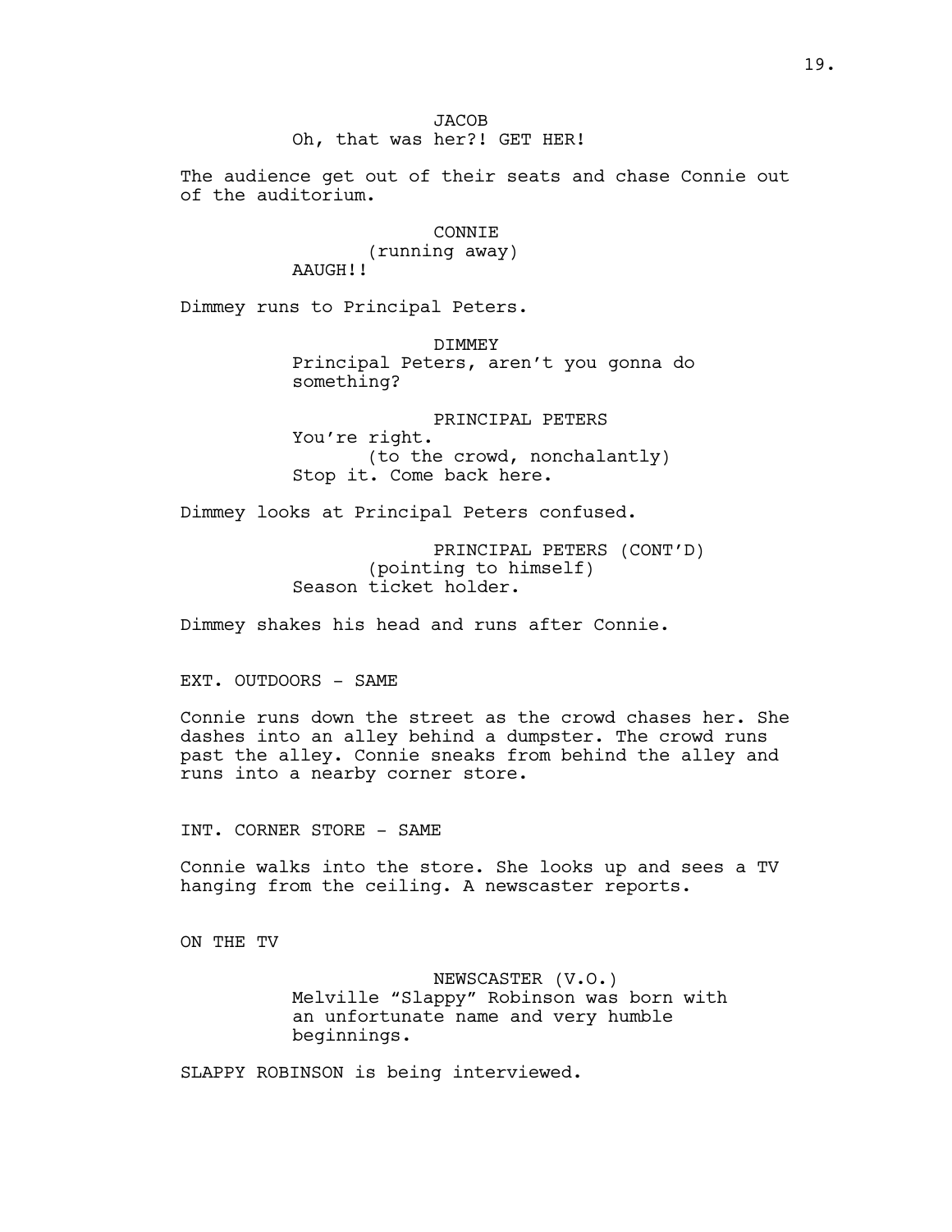JACOB
Oh, that was her?! GET HER!

The audience get out of their seats and chase Connie out of the auditorium.

CONNIE
(running away)
AAUGH!!

Dimmey runs to Principal Peters.

DIMMEY
Principal Peters, aren't you gonna do something?

PRINCIPAL PETERS
You're right.
(to the crowd, nonchalantly)
Stop it. Come back here.

Dimmey looks at Principal Peters confused.

PRINCIPAL PETERS (CONT'D)
(pointing to himself)
Season ticket holder.

Dimmey shakes his head and runs after Connie.

EXT. OUTDOORS - SAME

Connie runs down the street as the crowd chases her. She dashes into an alley behind a dumpster. The crowd runs past the alley. Connie sneaks from behind the alley and runs into a nearby corner store.

INT. CORNER STORE - SAME

Connie walks into the store. She looks up and sees a TV hanging from the ceiling. A newscaster reports.

ON THE TV

NEWSCASTER (V.O.)
Melville "Slappy" Robinson was born with an unfortunate name and very humble beginnings.

SLAPPY ROBINSON is being interviewed.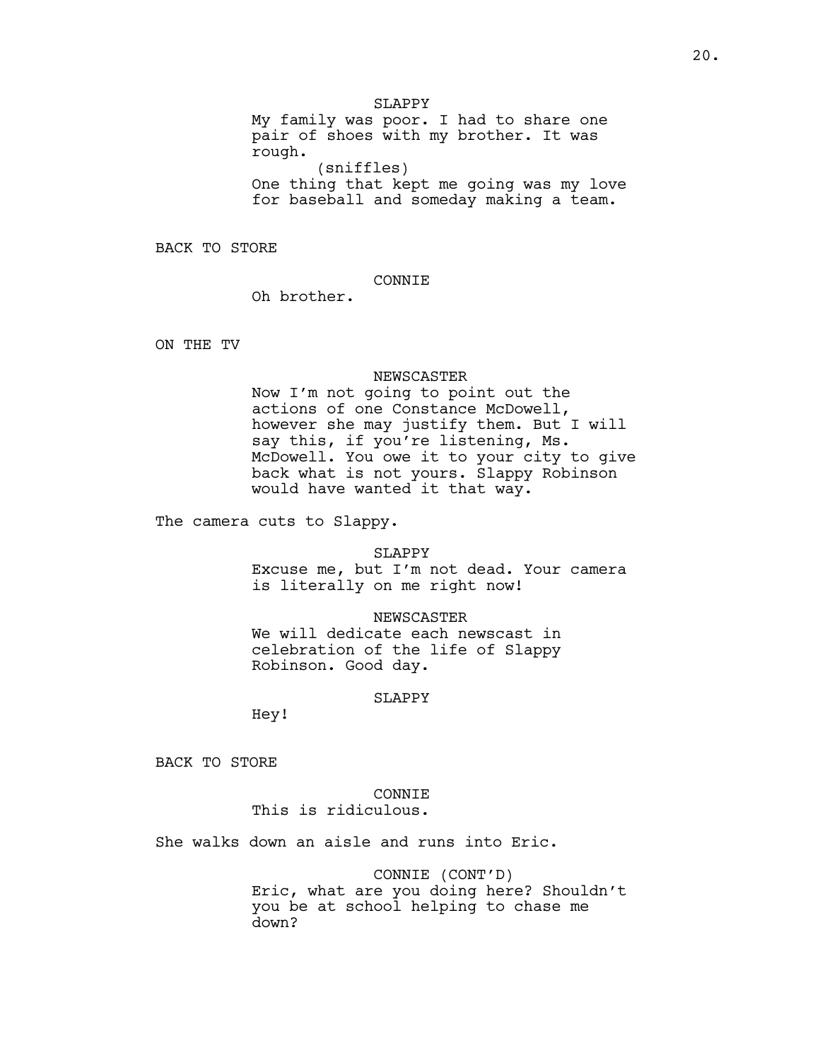SLAPPY
My family was poor. I had to share one pair of shoes with my brother. It was rough.
(sniffles)
One thing that kept me going was my love for baseball and someday making a team.

BACK TO STORE

CONNIE
Oh brother.

ON THE TV

NEWSCASTER
Now I'm not going to point out the actions of one Constance McDowell, however she may justify them. But I will say this, if you're listening, Ms. McDowell. You owe it to your city to give back what is not yours. Slappy Robinson would have wanted it that way.

The camera cuts to Slappy.

SLAPPY
Excuse me, but I'm not dead. Your camera is literally on me right now!

NEWSCASTER
We will dedicate each newscast in celebration of the life of Slappy Robinson. Good day.

SLAPPY
Hey!

BACK TO STORE

CONNIE
This is ridiculous.

She walks down an aisle and runs into Eric.

CONNIE (CONT'D)
Eric, what are you doing here? Shouldn't you be at school helping to chase me down?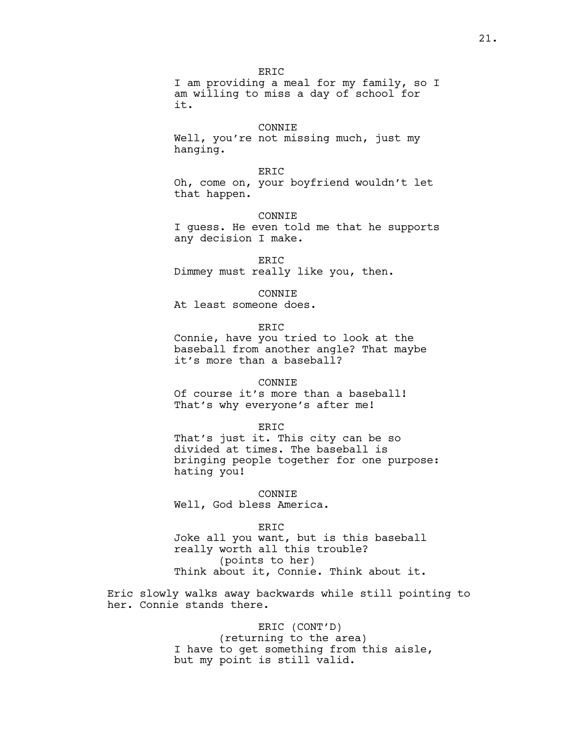ERIC
I am providing a meal for my family, so I am willing to miss a day of school for it.

CONNIE
Well, you're not missing much, just my hanging.

ERIC
Oh, come on, your boyfriend wouldn't let that happen.

CONNIE
I guess. He even told me that he supports any decision I make.

ERIC
Dimmey must really like you, then.

CONNIE
At least someone does.

ERIC
Connie, have you tried to look at the baseball from another angle? That maybe it's more than a baseball?

CONNIE
Of course it's more than a baseball! That's why everyone's after me!

ERIC
That's just it. This city can be so divided at times. The baseball is bringing people together for one purpose: hating you!

CONNIE
Well, God bless America.

ERIC
Joke all you want, but is this baseball really worth all this trouble?
(points to her)
Think about it, Connie. Think about it.

Eric slowly walks away backwards while still pointing to her. Connie stands there.

ERIC (CONT'D)
(returning to the area)
I have to get something from this aisle, but my point is still valid.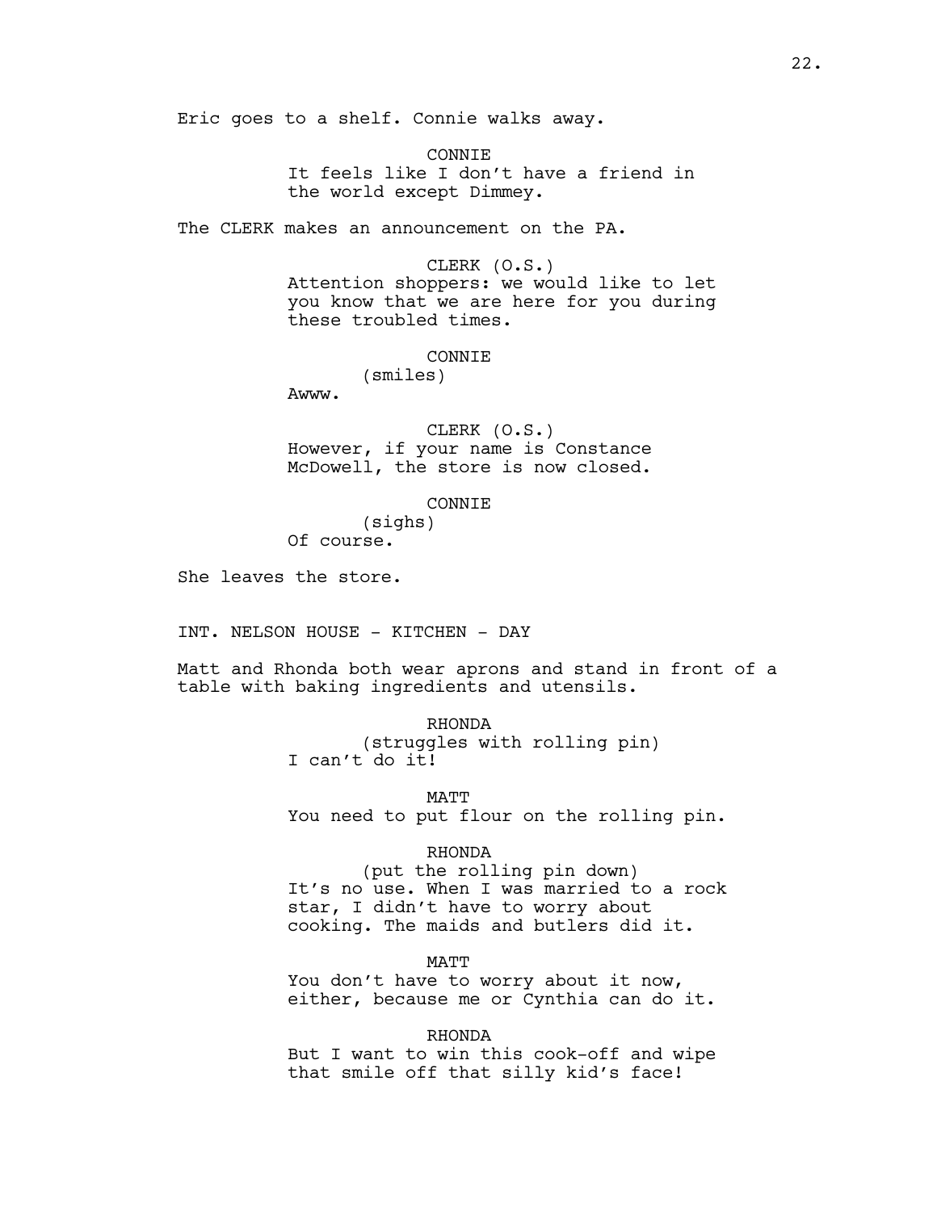Eric goes to a shelf. Connie walks away.

CONNIE
It feels like I don't have a friend in the world except Dimmey.

The CLERK makes an announcement on the PA.

CLERK (O.S.)
Attention shoppers: we would like to let you know that we are here for you during these troubled times.

CONNIE
(smiles)
Awww.

CLERK (O.S.)
However, if your name is Constance McDowell, the store is now closed.

CONNIE
(sighs)
Of course.

She leaves the store.

INT. NELSON HOUSE - KITCHEN - DAY

Matt and Rhonda both wear aprons and stand in front of a table with baking ingredients and utensils.

RHONDA
(struggles with rolling pin)
I can't do it!

MATT
You need to put flour on the rolling pin.

RHONDA
(put the rolling pin down)
It's no use. When I was married to a rock star, I didn't have to worry about cooking. The maids and butlers did it.

MATT
You don't have to worry about it now, either, because me or Cynthia can do it.

RHONDA
But I want to win this cook-off and wipe that smile off that silly kid's face!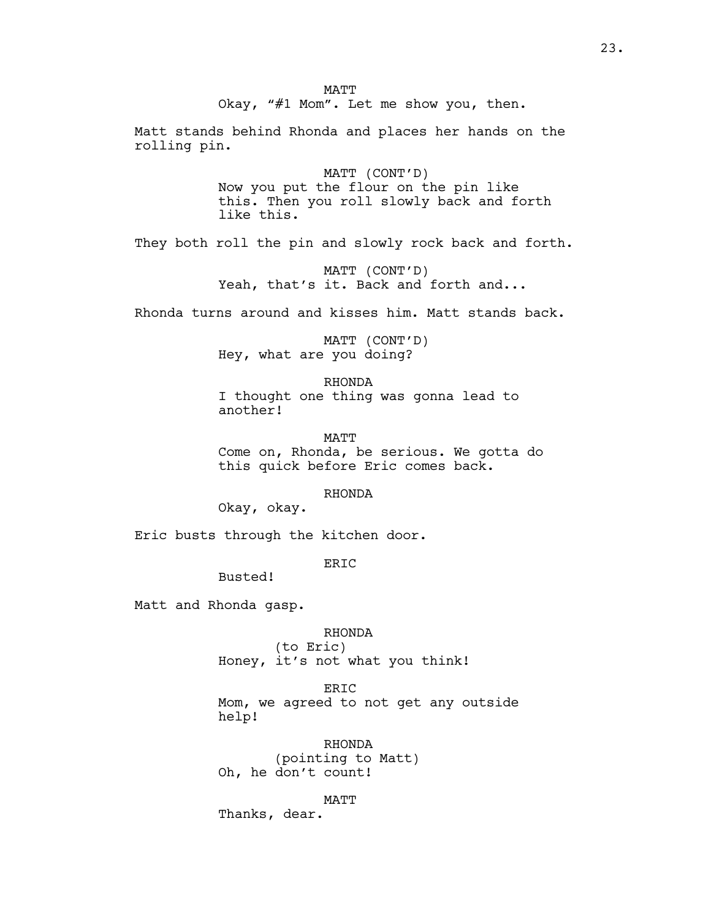MATT

Okay, "#1 Mom". Let me show you, then.

Matt stands behind Rhonda and places her hands on the rolling pin.

MATT (CONT'D)

Now you put the flour on the pin like this. Then you roll slowly back and forth like this.

They both roll the pin and slowly rock back and forth.

MATT (CONT'D)

Yeah, that's it. Back and forth and...

Rhonda turns around and kisses him. Matt stands back.

MATT (CONT'D)

Hey, what are you doing?

RHONDA

I thought one thing was gonna lead to another!

MATT

Come on, Rhonda, be serious. We gotta do this quick before Eric comes back.

RHONDA

Okay, okay.

Eric busts through the kitchen door.

ERIC

Busted!

Matt and Rhonda gasp.

RHONDA

(to Eric)

Honey, it's not what you think!

ERIC

Mom, we agreed to not get any outside help!

RHONDA

(pointing to Matt)

Oh, he don't count!

MATT

Thanks, dear.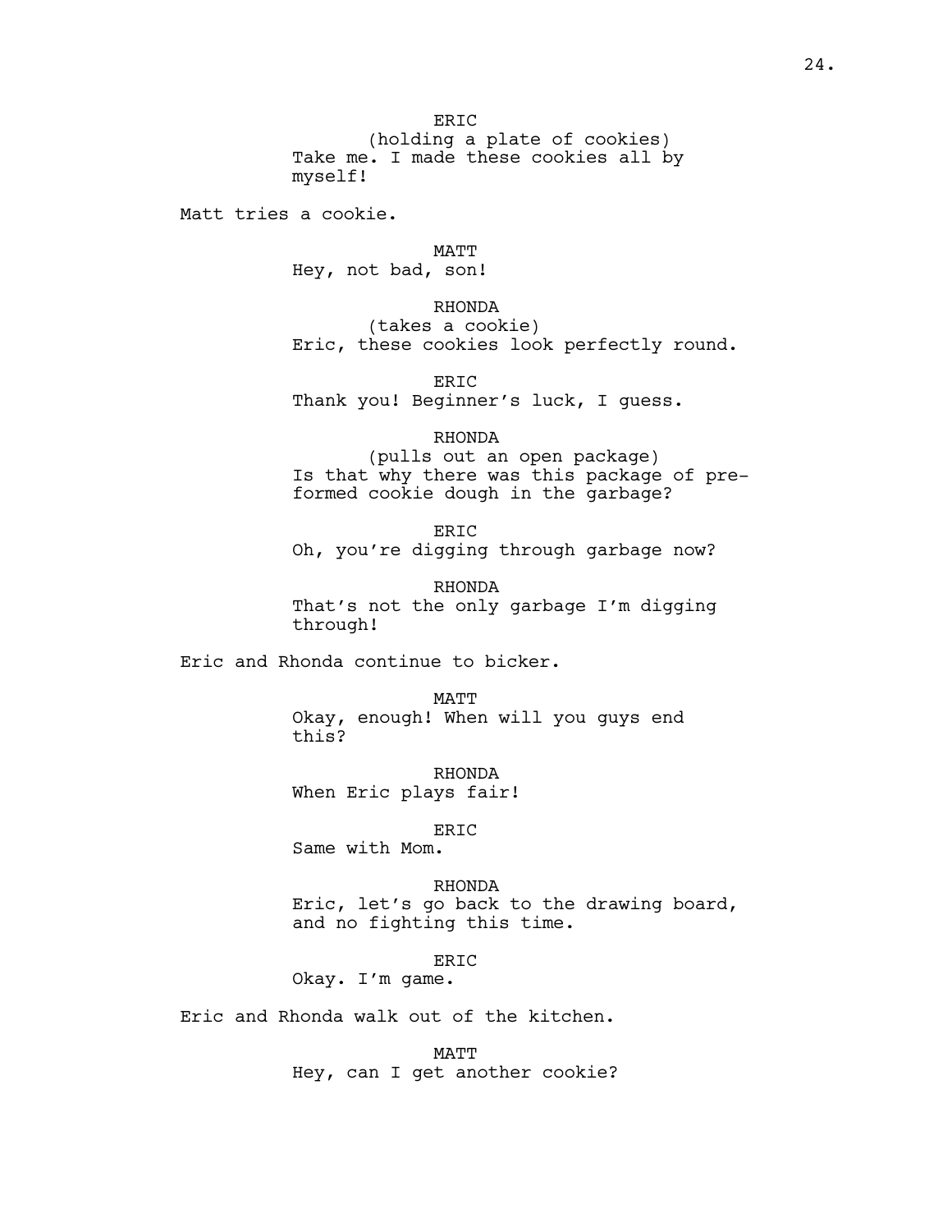ERIC
(holding a plate of cookies)
Take me. I made these cookies all by myself!

Matt tries a cookie.

MATT
Hey, not bad, son!

RHONDA
(takes a cookie)
Eric, these cookies look perfectly round.

ERIC
Thank you! Beginner's luck, I guess.

RHONDA
(pulls out an open package)
Is that why there was this package of pre-formed cookie dough in the garbage?

ERIC
Oh, you're digging through garbage now?

RHONDA
That's not the only garbage I'm digging through!

Eric and Rhonda continue to bicker.

MATT
Okay, enough! When will you guys end this?

RHONDA
When Eric plays fair!

ERIC
Same with Mom.

RHONDA
Eric, let's go back to the drawing board, and no fighting this time.

ERIC
Okay. I'm game.

Eric and Rhonda walk out of the kitchen.

MATT
Hey, can I get another cookie?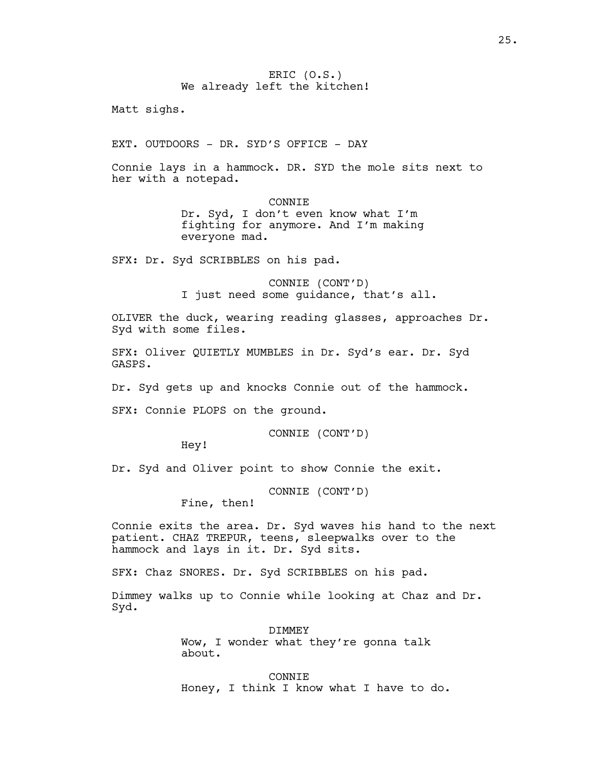ERIC (O.S.)
We already left the kitchen!

Matt sighs.

EXT. OUTDOORS - DR. SYD'S OFFICE - DAY

Connie lays in a hammock. DR. SYD the mole sits next to her with a notepad.

CONNIE
Dr. Syd, I don't even know what I'm fighting for anymore. And I'm making everyone mad.

SFX: Dr. Syd SCRIBBLES on his pad.

CONNIE (CONT'D)
I just need some guidance, that's all.

OLIVER the duck, wearing reading glasses, approaches Dr. Syd with some files.

SFX: Oliver QUIETLY MUMBLES in Dr. Syd's ear. Dr. Syd GASPS.

Dr. Syd gets up and knocks Connie out of the hammock.

SFX: Connie PLOPS on the ground.

CONNIE (CONT'D)
Hey!

Dr. Syd and Oliver point to show Connie the exit.

CONNIE (CONT'D)
Fine, then!

Connie exits the area. Dr. Syd waves his hand to the next patient. CHAZ TREPUR, teens, sleepwalks over to the hammock and lays in it. Dr. Syd sits.

SFX: Chaz SNORES. Dr. Syd SCRIBBLES on his pad.

Dimmey walks up to Connie while looking at Chaz and Dr. Syd.

DIMMEY
Wow, I wonder what they're gonna talk about.

CONNIE
Honey, I think I know what I have to do.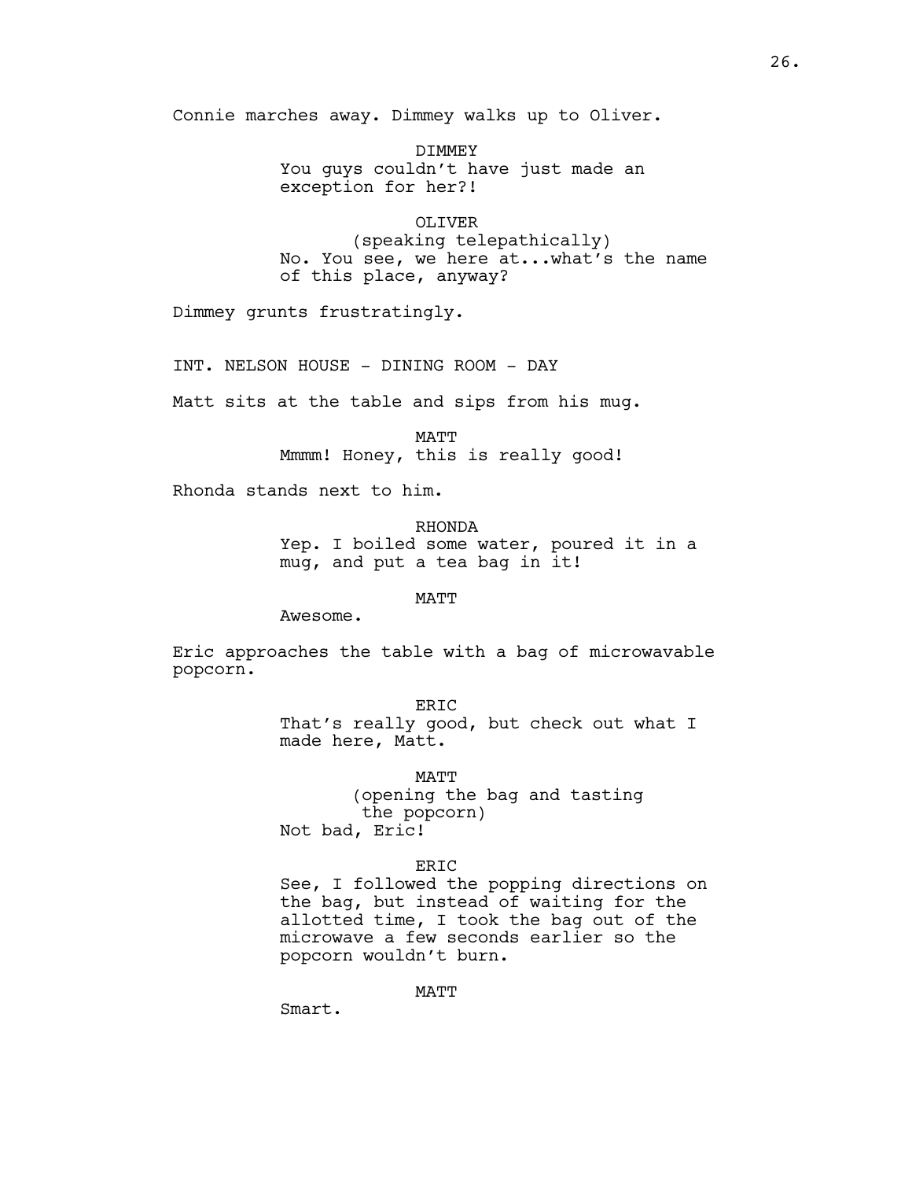Connie marches away. Dimmey walks up to Oliver.

DIMMEY
You guys couldn't have just made an exception for her?!

OLIVER
(speaking telepathically)
No. You see, we here at...what's the name of this place, anyway?

Dimmey grunts frustratingly.

INT. NELSON HOUSE - DINING ROOM - DAY

Matt sits at the table and sips from his mug.

MATT
Mmmm! Honey, this is really good!

Rhonda stands next to him.

RHONDA
Yep. I boiled some water, poured it in a mug, and put a tea bag in it!

MATT
Awesome.

Eric approaches the table with a bag of microwavable popcorn.

ERIC
That's really good, but check out what I made here, Matt.

MATT
(opening the bag and tasting the popcorn)
Not bad, Eric!

ERIC
See, I followed the popping directions on the bag, but instead of waiting for the allotted time, I took the bag out of the microwave a few seconds earlier so the popcorn wouldn't burn.

MATT
Smart.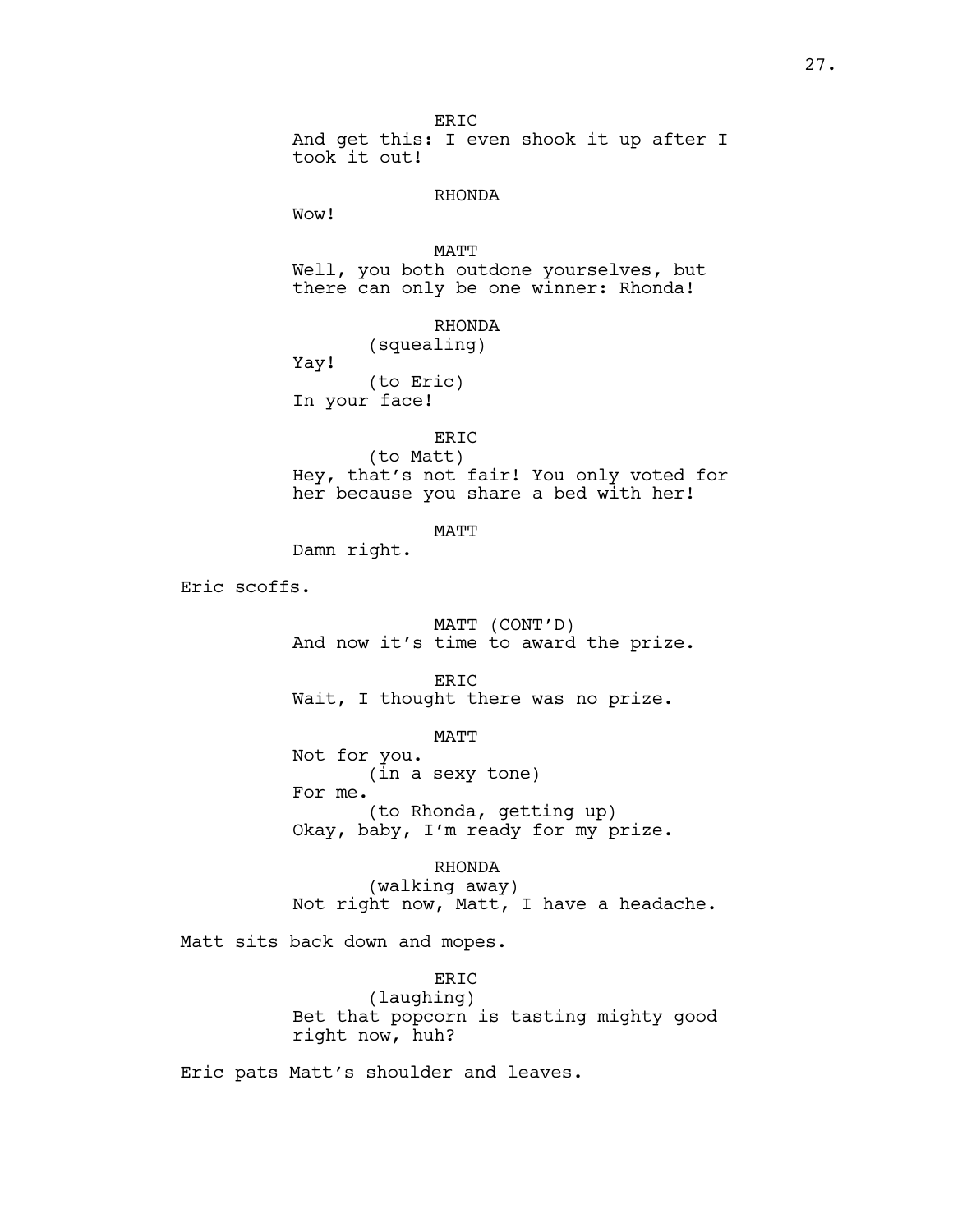ERIC

And get this: I even shook it up after I took it out!

RHONDA

Wow!

MATT

Well, you both outdone yourselves, but there can only be one winner: Rhonda!

RHONDA

(squealing)

Yay!

(to Eric)

In your face!

ERIC

(to Matt)

Hey, that's not fair! You only voted for her because you share a bed with her!

MATT

Damn right.

Eric scoffs.

MATT (CONT'D)

And now it's time to award the prize.

ERIC

Wait, I thought there was no prize.

MATT

Not for you.

(in a sexy tone)

For me.

(to Rhonda, getting up)

Okay, baby, I'm ready for my prize.

RHONDA

(walking away)

Not right now, Matt, I have a headache.

Matt sits back down and mopes.

ERIC

(laughing)

Bet that popcorn is tasting mighty good right now, huh?

Eric pats Matt's shoulder and leaves.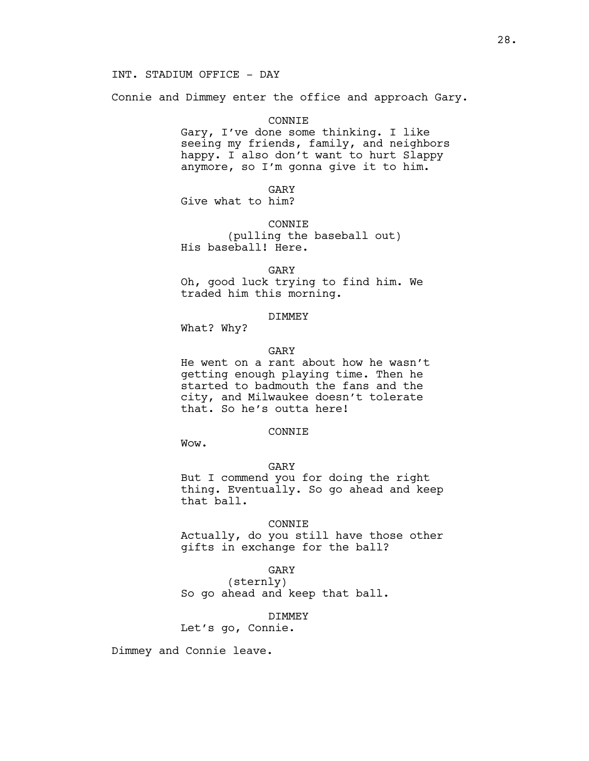INT. STADIUM OFFICE - DAY

Connie and Dimmey enter the office and approach Gary.

CONNIE

Gary, I've done some thinking. I like seeing my friends, family, and neighbors happy. I also don't want to hurt Slappy anymore, so I'm gonna give it to him.

GARY

Give what to him?

CONNIE

(pulling the baseball out)

His baseball! Here.

GARY

Oh, good luck trying to find him. We traded him this morning.

DIMMEY

What? Why?

GARY

He went on a rant about how he wasn't getting enough playing time. Then he started to badmouth the fans and the city, and Milwaukee doesn't tolerate that. So he's outta here!

CONNIE

Wow.

GARY

But I commend you for doing the right thing. Eventually. So go ahead and keep that ball.

CONNIE

Actually, do you still have those other gifts in exchange for the ball?

GARY

(sternly)

So go ahead and keep that ball.

DIMMEY

Let's go, Connie.

Dimmey and Connie leave.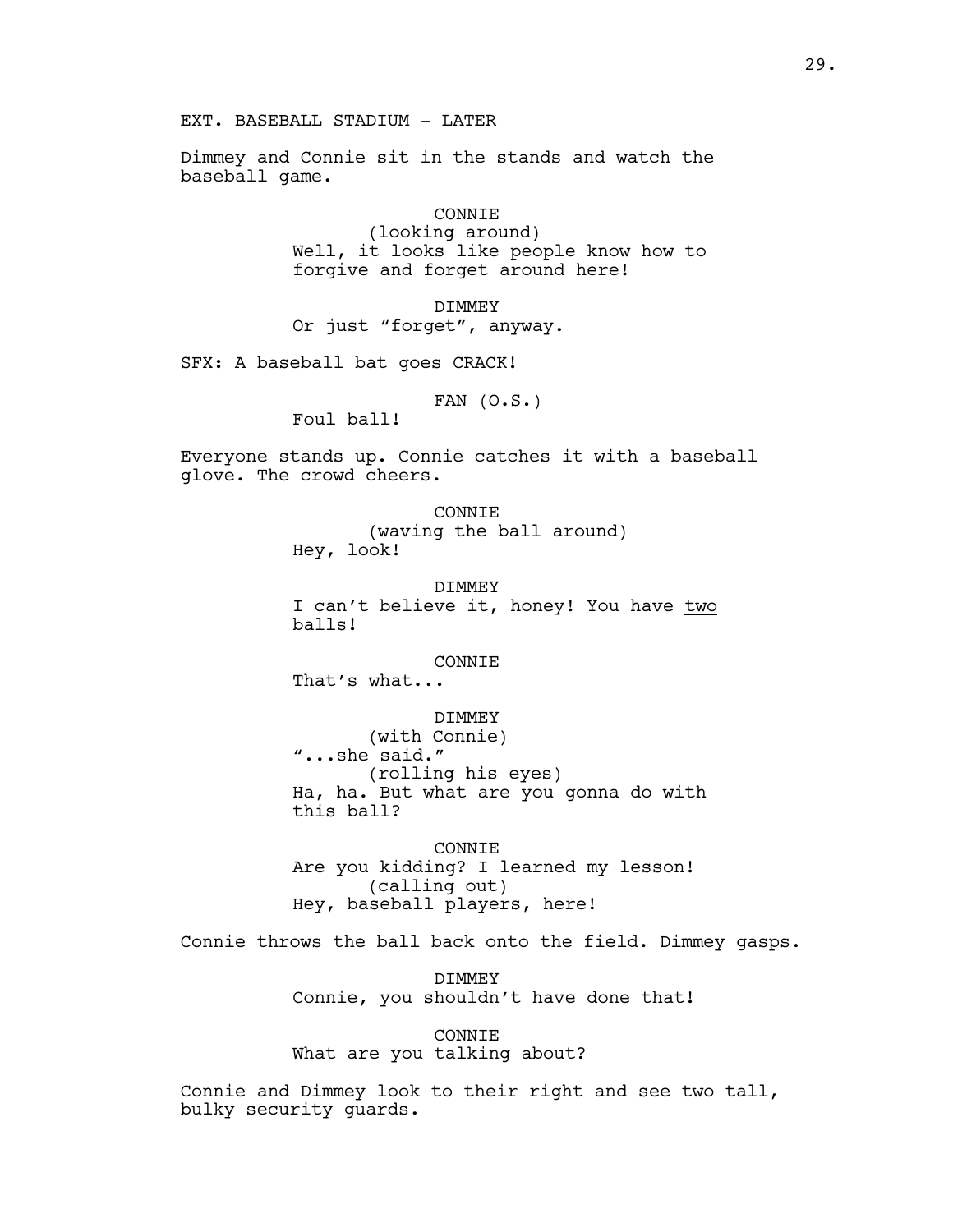EXT. BASEBALL STADIUM - LATER

Dimmey and Connie sit in the stands and watch the baseball game.

CONNIE
(looking around)
Well, it looks like people know how to forgive and forget around here!

DIMMEY
Or just "forget", anyway.

SFX: A baseball bat goes CRACK!

FAN (O.S.)
Foul ball!

Everyone stands up. Connie catches it with a baseball glove. The crowd cheers.

CONNIE
(waving the ball around)
Hey, look!

DIMMEY
I can't believe it, honey! You have <u>two</u> balls!

CONNIE
That's what...

DIMMEY
(with Connie)
"...she said."
(rolling his eyes)
Ha, ha. But what are you gonna do with this ball?

CONNIE
Are you kidding? I learned my lesson!
(calling out)
Hey, baseball players, here!

Connie throws the ball back onto the field. Dimmey gasps.

DIMMEY
Connie, you shouldn't have done that!

CONNIE
What are you talking about?

Connie and Dimmey look to their right and see two tall, bulky security guards.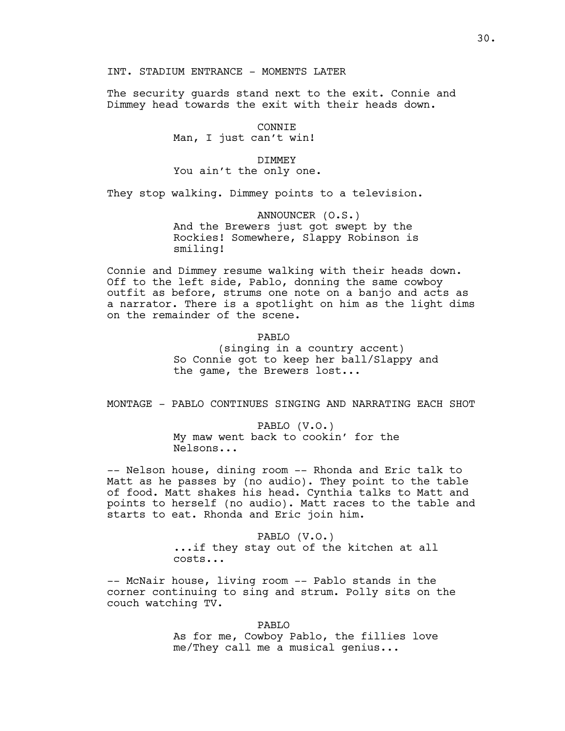INT. STADIUM ENTRANCE - MOMENTS LATER

The security guards stand next to the exit. Connie and Dimmey head towards the exit with their heads down.

CONNIE
Man, I just can't win!

DIMMEY
You ain't the only one.

They stop walking. Dimmey points to a television.

ANNOUNCER (O.S.)
And the Brewers just got swept by the Rockies! Somewhere, Slappy Robinson is smiling!

Connie and Dimmey resume walking with their heads down. Off to the left side, Pablo, donning the same cowboy outfit as before, strums one note on a banjo and acts as a narrator. There is a spotlight on him as the light dims on the remainder of the scene.

PABLO
(singing in a country accent)
So Connie got to keep her ball/Slappy and the game, the Brewers lost...

MONTAGE - PABLO CONTINUES SINGING AND NARRATING EACH SHOT

PABLO (V.O.)
My maw went back to cookin' for the Nelsons...

-- Nelson house, dining room -- Rhonda and Eric talk to Matt as he passes by (no audio). They point to the table of food. Matt shakes his head. Cynthia talks to Matt and points to herself (no audio). Matt races to the table and starts to eat. Rhonda and Eric join him.

PABLO (V.O.)
...if they stay out of the kitchen at all costs...

-- McNair house, living room -- Pablo stands in the corner continuing to sing and strum. Polly sits on the couch watching TV.

PABLO
As for me, Cowboy Pablo, the fillies love me/They call me a musical genius...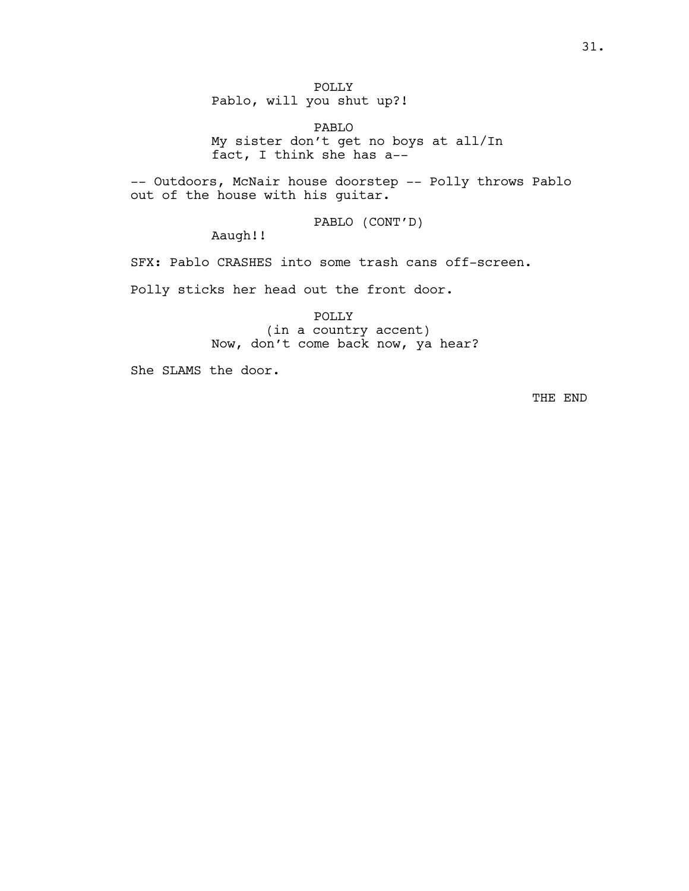POLLY
Pablo, will you shut up?!

PABLO
My sister don't get no boys at all/In fact, I think she has a--

-- Outdoors, McNair house doorstep -- Polly throws Pablo out of the house with his guitar.

PABLO (CONT'D)
Aaugh!!

SFX: Pablo CRASHES into some trash cans off-screen.

Polly sticks her head out the front door.

POLLY
(in a country accent)
Now, don't come back now, ya hear?

She SLAMS the door.

THE END